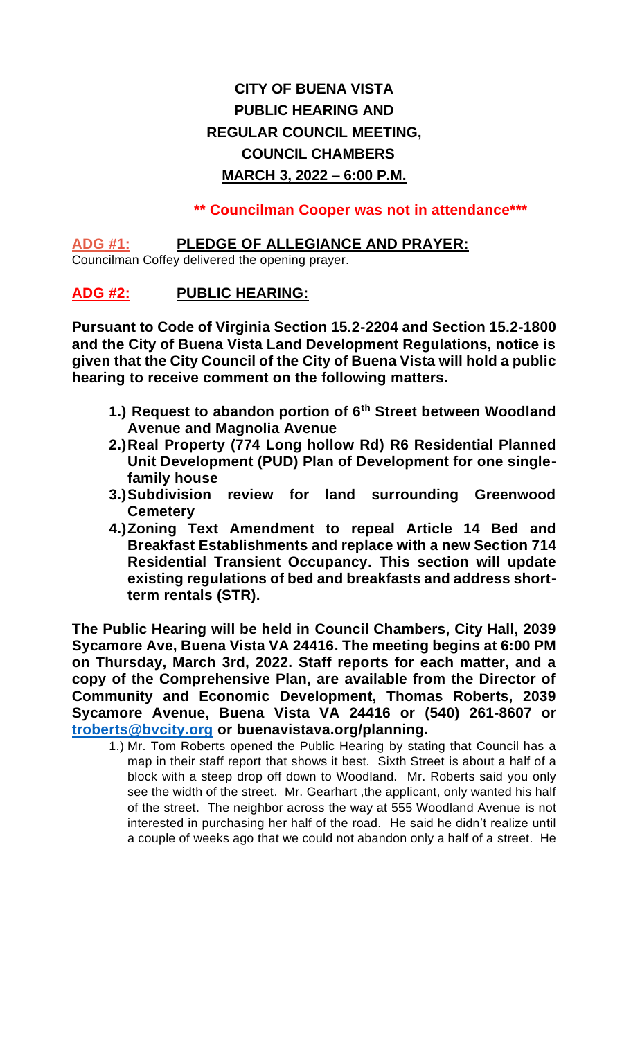# CITY OF BUENA VISTA
# PUBLIC HEARING AND
# REGULAR COUNCIL MEETING,
# COUNCIL CHAMBERS
# MARCH 3, 2022 – 6:00 P.M.

**\*\* Councilman Cooper was not in attendance\*\*\***

## ADG #1: PLEDGE OF ALLEGIANCE AND PRAYER:

Councilman Coffey delivered the opening prayer.

## ADG #2: PUBLIC HEARING:

**Pursuant to Code of Virginia Section 15.2-2204 and Section 15.2-1800 and the City of Buena Vista Land Development Regulations, notice is given that the City Council of the City of Buena Vista will hold a public hearing to receive comment on the following matters.**

1. **Request to abandon portion of 6th Street between Woodland Avenue and Magnolia Avenue**
2. **Real Property (774 Long hollow Rd) R6 Residential Planned Unit Development (PUD) Plan of Development for one single-family house**
3. **Subdivision review for land surrounding Greenwood Cemetery**
4. **Zoning Text Amendment to repeal Article 14 Bed and Breakfast Establishments and replace with a new Section 714 Residential Transient Occupancy. This section will update existing regulations of bed and breakfasts and address short-term rentals (STR).**

**The Public Hearing will be held in Council Chambers, City Hall, 2039 Sycamore Ave, Buena Vista VA 24416. The meeting begins at 6:00 PM on Thursday, March 3rd, 2022. Staff reports for each matter, and a copy of the Comprehensive Plan, are available from the Director of Community and Economic Development, Thomas Roberts, 2039 Sycamore Avenue, Buena Vista VA 24416 or (540) 261-8607 or troberts@bvcity.org or buenavistava.org/planning.**

1.) Mr. Tom Roberts opened the Public Hearing by stating that Council has a map in their staff report that shows it best. Sixth Street is about a half of a block with a steep drop off down to Woodland. Mr. Roberts said you only see the width of the street. Mr. Gearhart ,the applicant, only wanted his half of the street. The neighbor across the way at 555 Woodland Avenue is not interested in purchasing her half of the road. He said he didn't realize until a couple of weeks ago that we could not abandon only a half of a street. He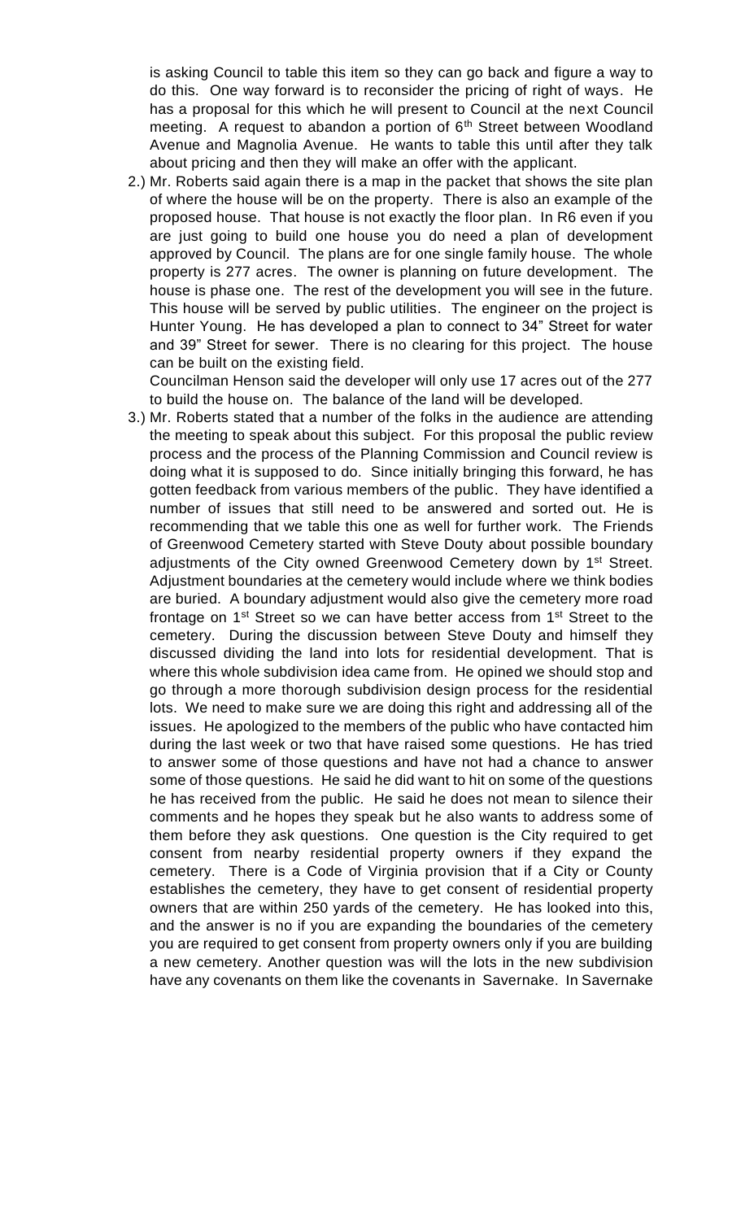is asking Council to table this item so they can go back and figure a way to do this. One way forward is to reconsider the pricing of right of ways. He has a proposal for this which he will present to Council at the next Council meeting. A request to abandon a portion of 6th Street between Woodland Avenue and Magnolia Avenue. He wants to table this until after they talk about pricing and then they will make an offer with the applicant.

2.) Mr. Roberts said again there is a map in the packet that shows the site plan of where the house will be on the property. There is also an example of the proposed house. That house is not exactly the floor plan. In R6 even if you are just going to build one house you do need a plan of development approved by Council. The plans are for one single family house. The whole property is 277 acres. The owner is planning on future development. The house is phase one. The rest of the development you will see in the future. This house will be served by public utilities. The engineer on the project is Hunter Young. He has developed a plan to connect to 34" Street for water and 39" Street for sewer. There is no clearing for this project. The house can be built on the existing field.

   Councilman Henson said the developer will only use 17 acres out of the 277 to build the house on. The balance of the land will be developed.

3.) Mr. Roberts stated that a number of the folks in the audience are attending the meeting to speak about this subject. For this proposal the public review process and the process of the Planning Commission and Council review is doing what it is supposed to do. Since initially bringing this forward, he has gotten feedback from various members of the public. They have identified a number of issues that still need to be answered and sorted out. He is recommending that we table this one as well for further work. The Friends of Greenwood Cemetery started with Steve Douty about possible boundary adjustments of the City owned Greenwood Cemetery down by 1st Street. Adjustment boundaries at the cemetery would include where we think bodies are buried. A boundary adjustment would also give the cemetery more road frontage on 1st Street so we can have better access from 1st Street to the cemetery. During the discussion between Steve Douty and himself they discussed dividing the land into lots for residential development. That is where this whole subdivision idea came from. He opined we should stop and go through a more thorough subdivision design process for the residential lots. We need to make sure we are doing this right and addressing all of the issues. He apologized to the members of the public who have contacted him during the last week or two that have raised some questions. He has tried to answer some of those questions and have not had a chance to answer some of those questions. He said he did want to hit on some of the questions he has received from the public. He said he does not mean to silence their comments and he hopes they speak but he also wants to address some of them before they ask questions. One question is the City required to get consent from nearby residential property owners if they expand the cemetery. There is a Code of Virginia provision that if a City or County establishes the cemetery, they have to get consent of residential property owners that are within 250 yards of the cemetery. He has looked into this, and the answer is no if you are expanding the boundaries of the cemetery you are required to get consent from property owners only if you are building a new cemetery. Another question was will the lots in the new subdivision have any covenants on them like the covenants in Savernake. In Savernake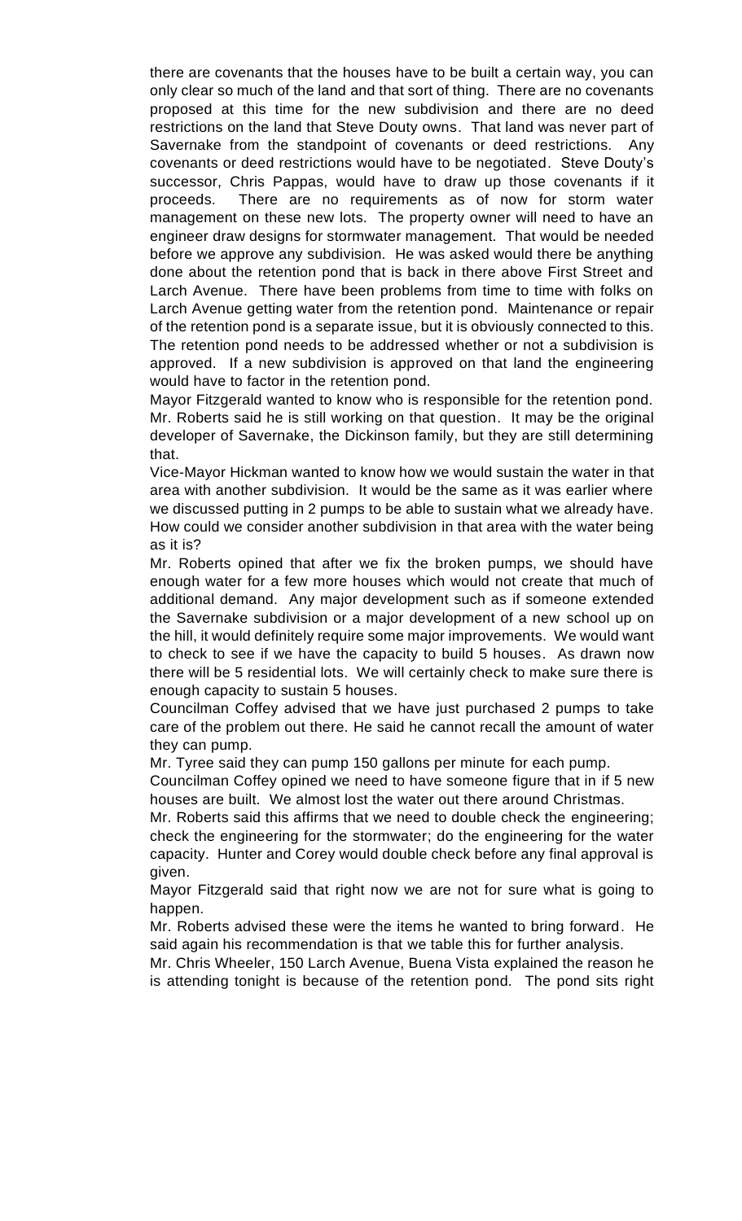there are covenants that the houses have to be built a certain way, you can only clear so much of the land and that sort of thing. There are no covenants proposed at this time for the new subdivision and there are no deed restrictions on the land that Steve Douty owns. That land was never part of Savernake from the standpoint of covenants or deed restrictions. Any covenants or deed restrictions would have to be negotiated. Steve Douty's successor, Chris Pappas, would have to draw up those covenants if it proceeds. There are no requirements as of now for storm water management on these new lots. The property owner will need to have an engineer draw designs for stormwater management. That would be needed before we approve any subdivision. He was asked would there be anything done about the retention pond that is back in there above First Street and Larch Avenue. There have been problems from time to time with folks on Larch Avenue getting water from the retention pond. Maintenance or repair of the retention pond is a separate issue, but it is obviously connected to this. The retention pond needs to be addressed whether or not a subdivision is approved. If a new subdivision is approved on that land the engineering would have to factor in the retention pond.

Mayor Fitzgerald wanted to know who is responsible for the retention pond. Mr. Roberts said he is still working on that question. It may be the original developer of Savernake, the Dickinson family, but they are still determining that.

Vice-Mayor Hickman wanted to know how we would sustain the water in that area with another subdivision. It would be the same as it was earlier where we discussed putting in 2 pumps to be able to sustain what we already have. How could we consider another subdivision in that area with the water being as it is?

Mr. Roberts opined that after we fix the broken pumps, we should have enough water for a few more houses which would not create that much of additional demand. Any major development such as if someone extended the Savernake subdivision or a major development of a new school up on the hill, it would definitely require some major improvements. We would want to check to see if we have the capacity to build 5 houses. As drawn now there will be 5 residential lots. We will certainly check to make sure there is enough capacity to sustain 5 houses.

Councilman Coffey advised that we have just purchased 2 pumps to take care of the problem out there. He said he cannot recall the amount of water they can pump.

Mr. Tyree said they can pump 150 gallons per minute for each pump.

Councilman Coffey opined we need to have someone figure that in if 5 new houses are built. We almost lost the water out there around Christmas.

Mr. Roberts said this affirms that we need to double check the engineering; check the engineering for the stormwater; do the engineering for the water capacity. Hunter and Corey would double check before any final approval is given.

Mayor Fitzgerald said that right now we are not for sure what is going to happen.

Mr. Roberts advised these were the items he wanted to bring forward. He said again his recommendation is that we table this for further analysis.

Mr. Chris Wheeler, 150 Larch Avenue, Buena Vista explained the reason he is attending tonight is because of the retention pond. The pond sits right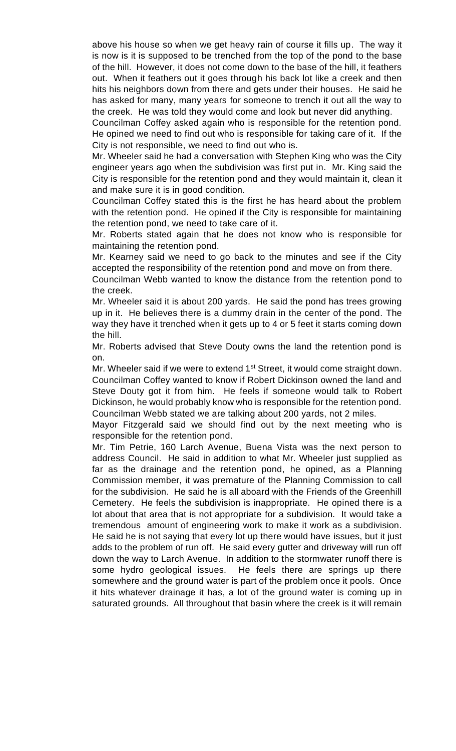above his house so when we get heavy rain of course it fills up. The way it is now is it is supposed to be trenched from the top of the pond to the base of the hill. However, it does not come down to the base of the hill, it feathers out. When it feathers out it goes through his back lot like a creek and then hits his neighbors down from there and gets under their houses. He said he has asked for many, many years for someone to trench it out all the way to the creek. He was told they would come and look but never did anything.

Councilman Coffey asked again who is responsible for the retention pond. He opined we need to find out who is responsible for taking care of it. If the City is not responsible, we need to find out who is.

Mr. Wheeler said he had a conversation with Stephen King who was the City engineer years ago when the subdivision was first put in. Mr. King said the City is responsible for the retention pond and they would maintain it, clean it and make sure it is in good condition.

Councilman Coffey stated this is the first he has heard about the problem with the retention pond. He opined if the City is responsible for maintaining the retention pond, we need to take care of it.

Mr. Roberts stated again that he does not know who is responsible for maintaining the retention pond.

Mr. Kearney said we need to go back to the minutes and see if the City accepted the responsibility of the retention pond and move on from there.

Councilman Webb wanted to know the distance from the retention pond to the creek.

Mr. Wheeler said it is about 200 yards. He said the pond has trees growing up in it. He believes there is a dummy drain in the center of the pond. The way they have it trenched when it gets up to 4 or 5 feet it starts coming down the hill.

Mr. Roberts advised that Steve Douty owns the land the retention pond is on.

Mr. Wheeler said if we were to extend 1st Street, it would come straight down.

Councilman Coffey wanted to know if Robert Dickinson owned the land and Steve Douty got it from him. He feels if someone would talk to Robert Dickinson, he would probably know who is responsible for the retention pond.

Councilman Webb stated we are talking about 200 yards, not 2 miles.

Mayor Fitzgerald said we should find out by the next meeting who is responsible for the retention pond.

Mr. Tim Petrie, 160 Larch Avenue, Buena Vista was the next person to address Council. He said in addition to what Mr. Wheeler just supplied as far as the drainage and the retention pond, he opined, as a Planning Commission member, it was premature of the Planning Commission to call for the subdivision. He said he is all aboard with the Friends of the Greenhill Cemetery. He feels the subdivision is inappropriate. He opined there is a lot about that area that is not appropriate for a subdivision. It would take a tremendous amount of engineering work to make it work as a subdivision. He said he is not saying that every lot up there would have issues, but it just adds to the problem of run off. He said every gutter and driveway will run off down the way to Larch Avenue. In addition to the stormwater runoff there is some hydro geological issues. He feels there are springs up there somewhere and the ground water is part of the problem once it pools. Once it hits whatever drainage it has, a lot of the ground water is coming up in saturated grounds. All throughout that basin where the creek is it will remain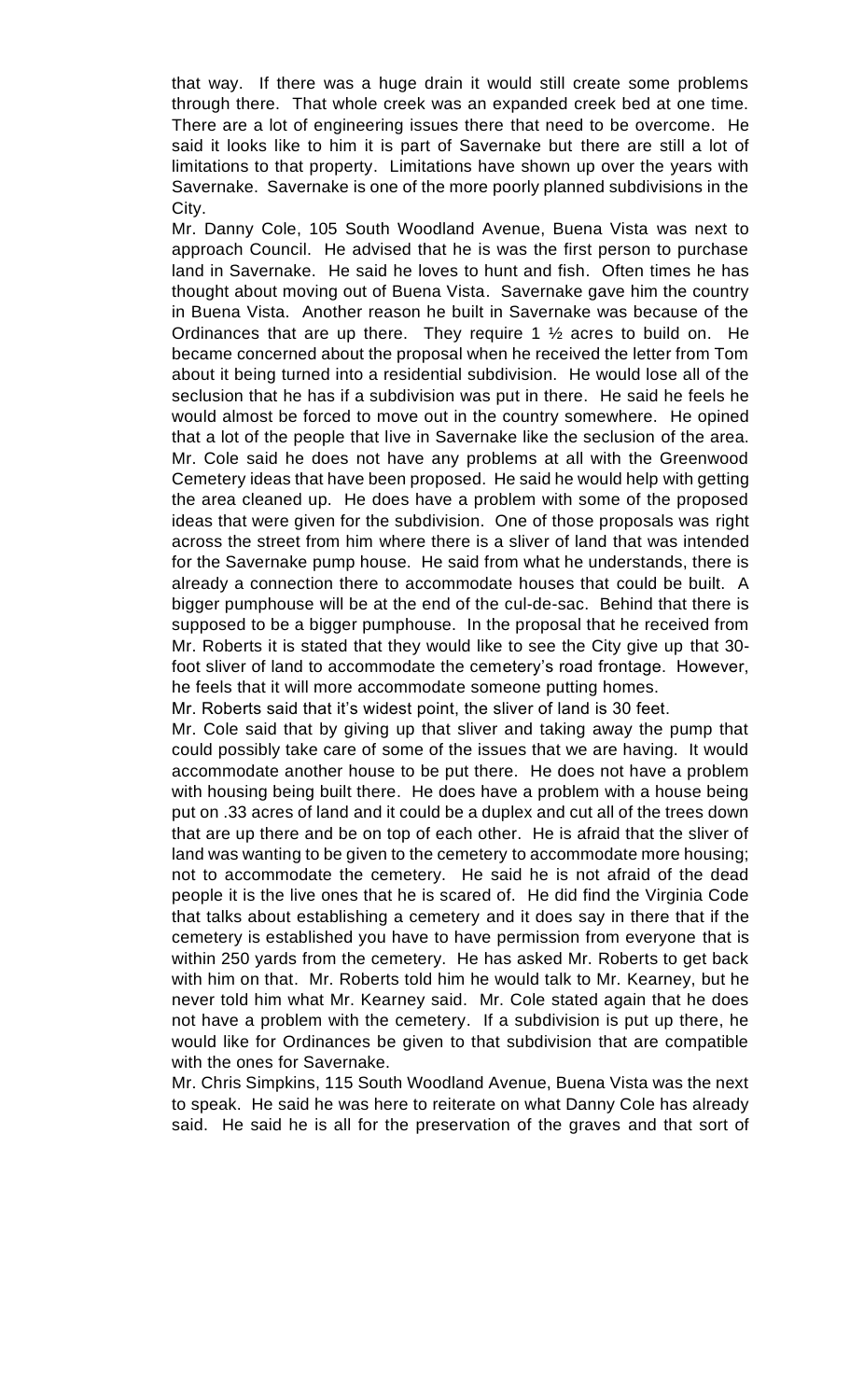that way. If there was a huge drain it would still create some problems through there. That whole creek was an expanded creek bed at one time. There are a lot of engineering issues there that need to be overcome. He said it looks like to him it is part of Savernake but there are still a lot of limitations to that property. Limitations have shown up over the years with Savernake. Savernake is one of the more poorly planned subdivisions in the City.

Mr. Danny Cole, 105 South Woodland Avenue, Buena Vista was next to approach Council. He advised that he is was the first person to purchase land in Savernake. He said he loves to hunt and fish. Often times he has thought about moving out of Buena Vista. Savernake gave him the country in Buena Vista. Another reason he built in Savernake was because of the Ordinances that are up there. They require 1 ½ acres to build on. He became concerned about the proposal when he received the letter from Tom about it being turned into a residential subdivision. He would lose all of the seclusion that he has if a subdivision was put in there. He said he feels he would almost be forced to move out in the country somewhere. He opined that a lot of the people that live in Savernake like the seclusion of the area. Mr. Cole said he does not have any problems at all with the Greenwood Cemetery ideas that have been proposed. He said he would help with getting the area cleaned up. He does have a problem with some of the proposed ideas that were given for the subdivision. One of those proposals was right across the street from him where there is a sliver of land that was intended for the Savernake pump house. He said from what he understands, there is already a connection there to accommodate houses that could be built. A bigger pumphouse will be at the end of the cul-de-sac. Behind that there is supposed to be a bigger pumphouse. In the proposal that he received from Mr. Roberts it is stated that they would like to see the City give up that 30-foot sliver of land to accommodate the cemetery's road frontage. However, he feels that it will more accommodate someone putting homes.

Mr. Roberts said that it's widest point, the sliver of land is 30 feet.

Mr. Cole said that by giving up that sliver and taking away the pump that could possibly take care of some of the issues that we are having. It would accommodate another house to be put there. He does not have a problem with housing being built there. He does have a problem with a house being put on .33 acres of land and it could be a duplex and cut all of the trees down that are up there and be on top of each other. He is afraid that the sliver of land was wanting to be given to the cemetery to accommodate more housing; not to accommodate the cemetery. He said he is not afraid of the dead people it is the live ones that he is scared of. He did find the Virginia Code that talks about establishing a cemetery and it does say in there that if the cemetery is established you have to have permission from everyone that is within 250 yards from the cemetery. He has asked Mr. Roberts to get back with him on that. Mr. Roberts told him he would talk to Mr. Kearney, but he never told him what Mr. Kearney said. Mr. Cole stated again that he does not have a problem with the cemetery. If a subdivision is put up there, he would like for Ordinances be given to that subdivision that are compatible with the ones for Savernake.

Mr. Chris Simpkins, 115 South Woodland Avenue, Buena Vista was the next to speak. He said he was here to reiterate on what Danny Cole has already said. He said he is all for the preservation of the graves and that sort of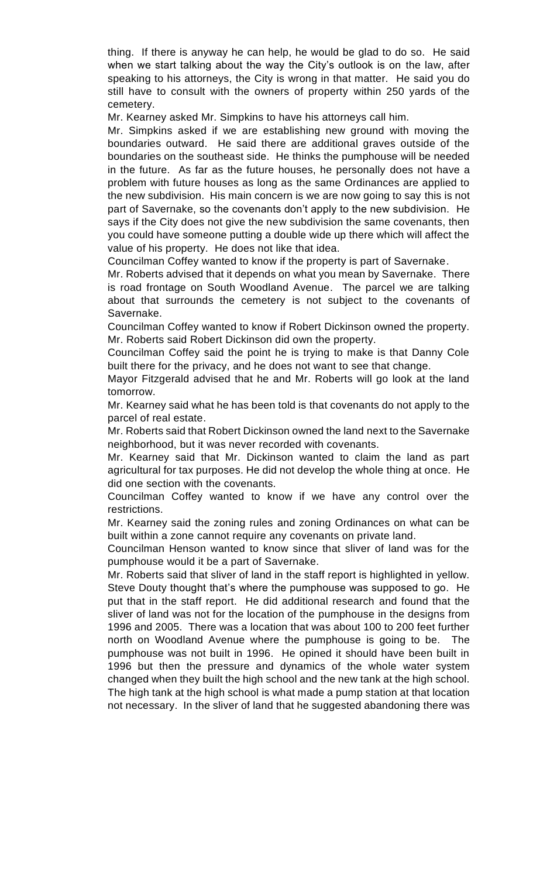thing. If there is anyway he can help, he would be glad to do so. He said when we start talking about the way the City's outlook is on the law, after speaking to his attorneys, the City is wrong in that matter. He said you do still have to consult with the owners of property within 250 yards of the cemetery.

Mr. Kearney asked Mr. Simpkins to have his attorneys call him.

Mr. Simpkins asked if we are establishing new ground with moving the boundaries outward. He said there are additional graves outside of the boundaries on the southeast side. He thinks the pumphouse will be needed in the future. As far as the future houses, he personally does not have a problem with future houses as long as the same Ordinances are applied to the new subdivision. His main concern is we are now going to say this is not part of Savernake, so the covenants don't apply to the new subdivision. He says if the City does not give the new subdivision the same covenants, then you could have someone putting a double wide up there which will affect the value of his property. He does not like that idea.

Councilman Coffey wanted to know if the property is part of Savernake.

Mr. Roberts advised that it depends on what you mean by Savernake. There is road frontage on South Woodland Avenue. The parcel we are talking about that surrounds the cemetery is not subject to the covenants of Savernake.

Councilman Coffey wanted to know if Robert Dickinson owned the property.

Mr. Roberts said Robert Dickinson did own the property.

Councilman Coffey said the point he is trying to make is that Danny Cole built there for the privacy, and he does not want to see that change.

Mayor Fitzgerald advised that he and Mr. Roberts will go look at the land tomorrow.

Mr. Kearney said what he has been told is that covenants do not apply to the parcel of real estate.

Mr. Roberts said that Robert Dickinson owned the land next to the Savernake neighborhood, but it was never recorded with covenants.

Mr. Kearney said that Mr. Dickinson wanted to claim the land as part agricultural for tax purposes. He did not develop the whole thing at once. He did one section with the covenants.

Councilman Coffey wanted to know if we have any control over the restrictions.

Mr. Kearney said the zoning rules and zoning Ordinances on what can be built within a zone cannot require any covenants on private land.

Councilman Henson wanted to know since that sliver of land was for the pumphouse would it be a part of Savernake.

Mr. Roberts said that sliver of land in the staff report is highlighted in yellow. Steve Douty thought that's where the pumphouse was supposed to go. He put that in the staff report. He did additional research and found that the sliver of land was not for the location of the pumphouse in the designs from 1996 and 2005. There was a location that was about 100 to 200 feet further north on Woodland Avenue where the pumphouse is going to be. The pumphouse was not built in 1996. He opined it should have been built in 1996 but then the pressure and dynamics of the whole water system changed when they built the high school and the new tank at the high school. The high tank at the high school is what made a pump station at that location not necessary. In the sliver of land that he suggested abandoning there was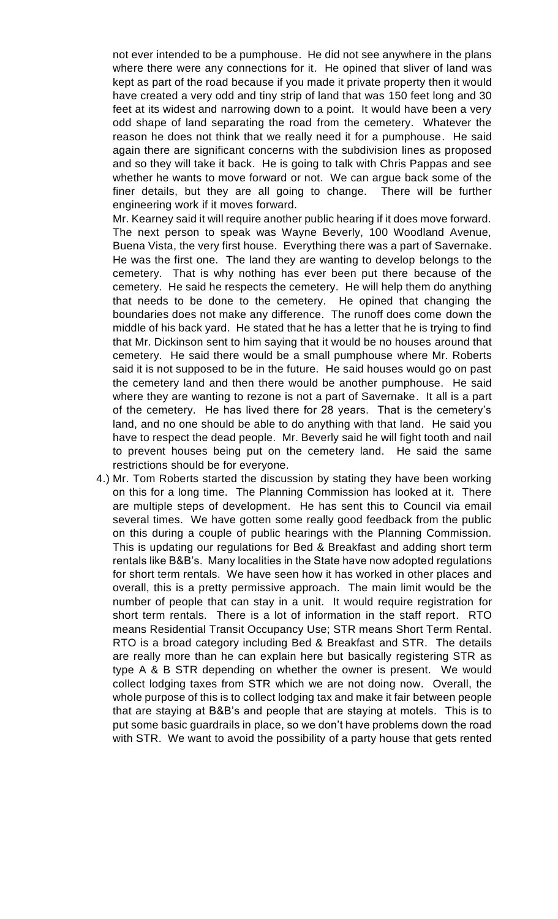not ever intended to be a pumphouse. He did not see anywhere in the plans where there were any connections for it. He opined that sliver of land was kept as part of the road because if you made it private property then it would have created a very odd and tiny strip of land that was 150 feet long and 30 feet at its widest and narrowing down to a point. It would have been a very odd shape of land separating the road from the cemetery. Whatever the reason he does not think that we really need it for a pumphouse. He said again there are significant concerns with the subdivision lines as proposed and so they will take it back. He is going to talk with Chris Pappas and see whether he wants to move forward or not. We can argue back some of the finer details, but they are all going to change. There will be further engineering work if it moves forward.

Mr. Kearney said it will require another public hearing if it does move forward. The next person to speak was Wayne Beverly, 100 Woodland Avenue, Buena Vista, the very first house. Everything there was a part of Savernake. He was the first one. The land they are wanting to develop belongs to the cemetery. That is why nothing has ever been put there because of the cemetery. He said he respects the cemetery. He will help them do anything that needs to be done to the cemetery. He opined that changing the boundaries does not make any difference. The runoff does come down the middle of his back yard. He stated that he has a letter that he is trying to find that Mr. Dickinson sent to him saying that it would be no houses around that cemetery. He said there would be a small pumphouse where Mr. Roberts said it is not supposed to be in the future. He said houses would go on past the cemetery land and then there would be another pumphouse. He said where they are wanting to rezone is not a part of Savernake. It all is a part of the cemetery. He has lived there for 28 years. That is the cemetery's land, and no one should be able to do anything with that land. He said you have to respect the dead people. Mr. Beverly said he will fight tooth and nail to prevent houses being put on the cemetery land. He said the same restrictions should be for everyone.

4.) Mr. Tom Roberts started the discussion by stating they have been working on this for a long time. The Planning Commission has looked at it. There are multiple steps of development. He has sent this to Council via email several times. We have gotten some really good feedback from the public on this during a couple of public hearings with the Planning Commission. This is updating our regulations for Bed & Breakfast and adding short term rentals like B&B's. Many localities in the State have now adopted regulations for short term rentals. We have seen how it has worked in other places and overall, this is a pretty permissive approach. The main limit would be the number of people that can stay in a unit. It would require registration for short term rentals. There is a lot of information in the staff report. RTO means Residential Transit Occupancy Use; STR means Short Term Rental. RTO is a broad category including Bed & Breakfast and STR. The details are really more than he can explain here but basically registering STR as type A & B STR depending on whether the owner is present. We would collect lodging taxes from STR which we are not doing now. Overall, the whole purpose of this is to collect lodging tax and make it fair between people that are staying at B&B's and people that are staying at motels. This is to put some basic guardrails in place, so we don't have problems down the road with STR. We want to avoid the possibility of a party house that gets rented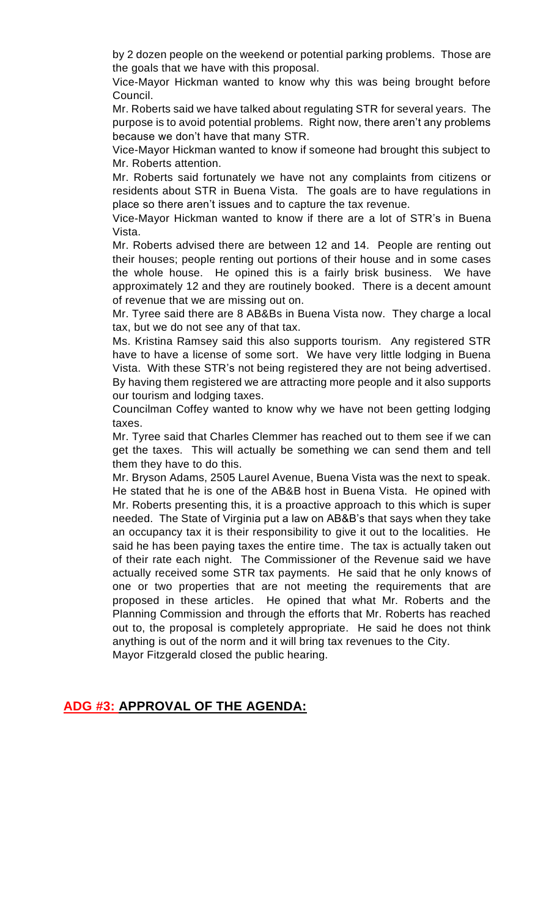by 2 dozen people on the weekend or potential parking problems. Those are the goals that we have with this proposal.

Vice-Mayor Hickman wanted to know why this was being brought before Council.

Mr. Roberts said we have talked about regulating STR for several years. The purpose is to avoid potential problems. Right now, there aren't any problems because we don't have that many STR.

Vice-Mayor Hickman wanted to know if someone had brought this subject to Mr. Roberts attention.

Mr. Roberts said fortunately we have not any complaints from citizens or residents about STR in Buena Vista. The goals are to have regulations in place so there aren't issues and to capture the tax revenue.

Vice-Mayor Hickman wanted to know if there are a lot of STR's in Buena Vista.

Mr. Roberts advised there are between 12 and 14. People are renting out their houses; people renting out portions of their house and in some cases the whole house. He opined this is a fairly brisk business. We have approximately 12 and they are routinely booked. There is a decent amount of revenue that we are missing out on.

Mr. Tyree said there are 8 AB&Bs in Buena Vista now. They charge a local tax, but we do not see any of that tax.

Ms. Kristina Ramsey said this also supports tourism. Any registered STR have to have a license of some sort. We have very little lodging in Buena Vista. With these STR's not being registered they are not being advertised. By having them registered we are attracting more people and it also supports our tourism and lodging taxes.

Councilman Coffey wanted to know why we have not been getting lodging taxes.

Mr. Tyree said that Charles Clemmer has reached out to them see if we can get the taxes. This will actually be something we can send them and tell them they have to do this.

Mr. Bryson Adams, 2505 Laurel Avenue, Buena Vista was the next to speak. He stated that he is one of the AB&B host in Buena Vista. He opined with Mr. Roberts presenting this, it is a proactive approach to this which is super needed. The State of Virginia put a law on AB&B's that says when they take an occupancy tax it is their responsibility to give it out to the localities. He said he has been paying taxes the entire time. The tax is actually taken out of their rate each night. The Commissioner of the Revenue said we have actually received some STR tax payments. He said that he only knows of one or two properties that are not meeting the requirements that are proposed in these articles. He opined that what Mr. Roberts and the Planning Commission and through the efforts that Mr. Roberts has reached out to, the proposal is completely appropriate. He said he does not think anything is out of the norm and it will bring tax revenues to the City.

Mayor Fitzgerald closed the public hearing.

## ADG #3: APPROVAL OF THE AGENDA: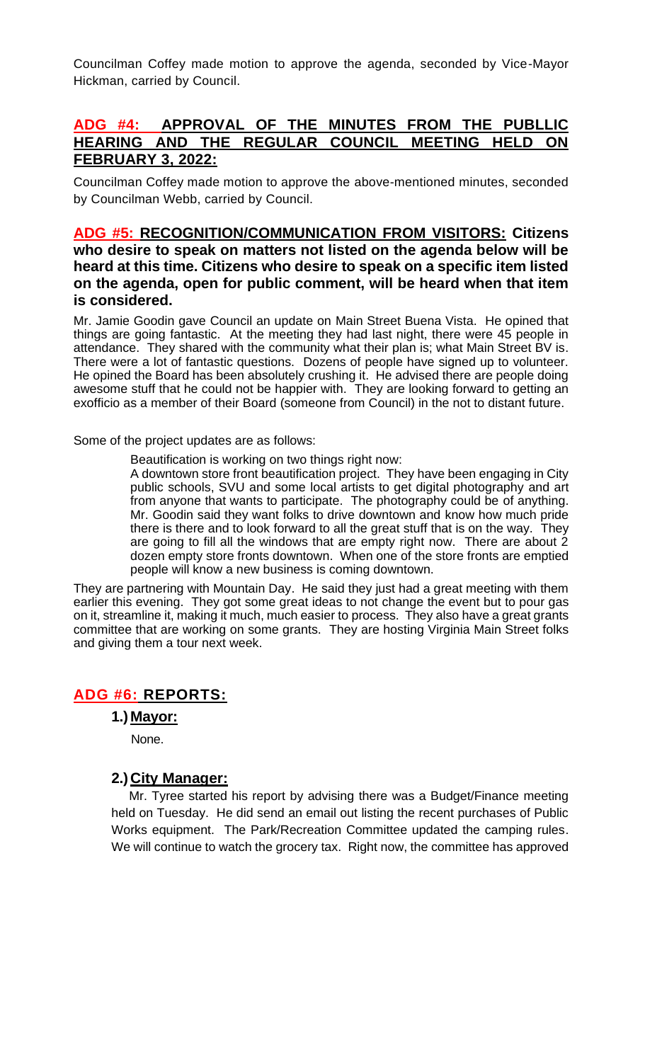Councilman Coffey made motion to approve the agenda, seconded by Vice-Mayor Hickman, carried by Council.

## ADG #4: APPROVAL OF THE MINUTES FROM THE PUBLLIC HEARING AND THE REGULAR COUNCIL MEETING HELD ON FEBRUARY 3, 2022:

Councilman Coffey made motion to approve the above-mentioned minutes, seconded by Councilman Webb, carried by Council.

## ADG #5: RECOGNITION/COMMUNICATION FROM VISITORS: Citizens who desire to speak on matters not listed on the agenda below will be heard at this time. Citizens who desire to speak on a specific item listed on the agenda, open for public comment, will be heard when that item is considered.

Mr. Jamie Goodin gave Council an update on Main Street Buena Vista. He opined that things are going fantastic. At the meeting they had last night, there were 45 people in attendance. They shared with the community what their plan is; what Main Street BV is. There were a lot of fantastic questions. Dozens of people have signed up to volunteer. He opined the Board has been absolutely crushing it. He advised there are people doing awesome stuff that he could not be happier with. They are looking forward to getting an exofficio as a member of their Board (someone from Council) in the not to distant future.

Some of the project updates are as follows:

Beautification is working on two things right now:

A downtown store front beautification project. They have been engaging in City public schools, SVU and some local artists to get digital photography and art from anyone that wants to participate. The photography could be of anything. Mr. Goodin said they want folks to drive downtown and know how much pride there is there and to look forward to all the great stuff that is on the way. They are going to fill all the windows that are empty right now. There are about 2 dozen empty store fronts downtown. When one of the store fronts are emptied people will know a new business is coming downtown.

They are partnering with Mountain Day. He said they just had a great meeting with them earlier this evening. They got some great ideas to not change the event but to pour gas on it, streamline it, making it much, much easier to process. They also have a great grants committee that are working on some grants. They are hosting Virginia Main Street folks and giving them a tour next week.

## ADG #6: REPORTS:

### 1.) Mayor:

None.

### 2.) City Manager:

Mr. Tyree started his report by advising there was a Budget/Finance meeting held on Tuesday. He did send an email out listing the recent purchases of Public Works equipment. The Park/Recreation Committee updated the camping rules. We will continue to watch the grocery tax. Right now, the committee has approved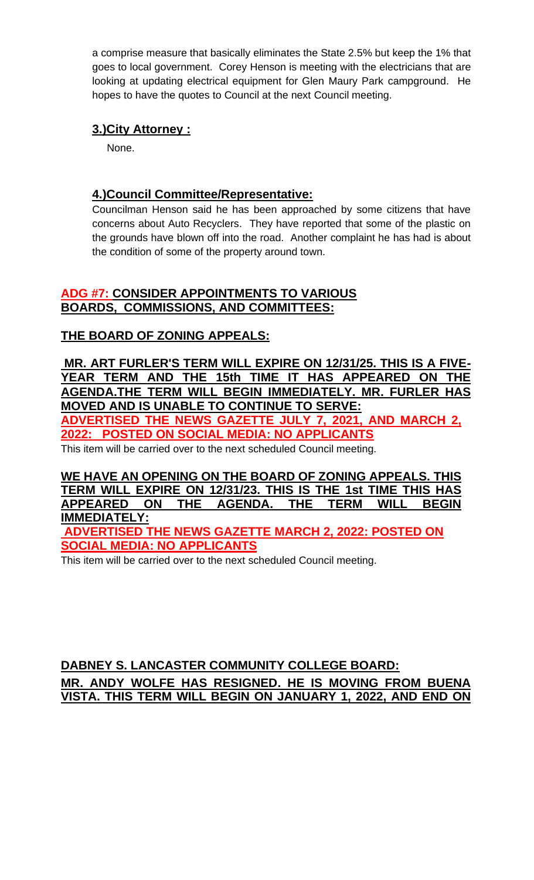a comprise measure that basically eliminates the State 2.5% but keep the 1% that goes to local government. Corey Henson is meeting with the electricians that are looking at updating electrical equipment for Glen Maury Park campground. He hopes to have the quotes to Council at the next Council meeting.

### **3.)City Attorney :**

None.

### **4.)Council Committee/Representative:**

Councilman Henson said he has been approached by some citizens that have concerns about Auto Recyclers. They have reported that some of the plastic on the grounds have blown off into the road. Another complaint he has had is about the condition of some of the property around town.

## **ADG #7: CONSIDER APPOINTMENTS TO VARIOUS BOARDS, COMMISSIONS, AND COMMITTEES:**

### **THE BOARD OF ZONING APPEALS:**

**MR. ART FURLER'S TERM WILL EXPIRE ON 12/31/25. THIS IS A FIVE-YEAR TERM AND THE 15th TIME IT HAS APPEARED ON THE AGENDA.THE TERM WILL BEGIN IMMEDIATELY. MR. FURLER HAS MOVED AND IS UNABLE TO CONTINUE TO SERVE:**

**ADVERTISED THE NEWS GAZETTE JULY 7, 2021, AND MARCH 2, 2022: POSTED ON SOCIAL MEDIA: NO APPLICANTS**

This item will be carried over to the next scheduled Council meeting.

**WE HAVE AN OPENING ON THE BOARD OF ZONING APPEALS. THIS TERM WILL EXPIRE ON 12/31/23. THIS IS THE 1st TIME THIS HAS APPEARED ON THE AGENDA. THE TERM WILL BEGIN IMMEDIATELY:**

**ADVERTISED THE NEWS GAZETTE MARCH 2, 2022: POSTED ON SOCIAL MEDIA: NO APPLICANTS**

This item will be carried over to the next scheduled Council meeting.

### **DABNEY S. LANCASTER COMMUNITY COLLEGE BOARD:**

**MR. ANDY WOLFE HAS RESIGNED. HE IS MOVING FROM BUENA VISTA. THIS TERM WILL BEGIN ON JANUARY 1, 2022, AND END ON**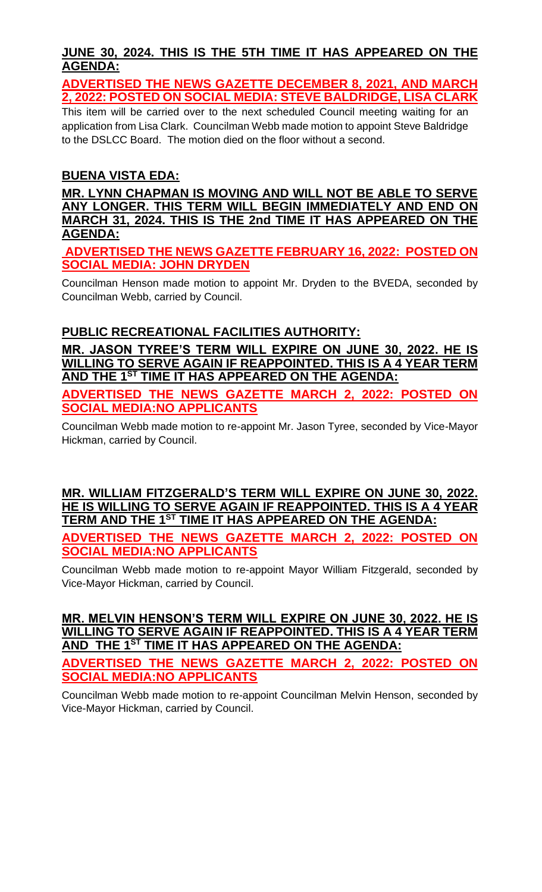**JUNE 30, 2024. THIS IS THE 5TH TIME IT HAS APPEARED ON THE AGENDA:**

**ADVERTISED THE NEWS GAZETTE DECEMBER 8, 2021, AND MARCH 2, 2022: POSTED ON SOCIAL MEDIA: STEVE BALDRIDGE, LISA CLARK**

This item will be carried over to the next scheduled Council meeting waiting for an application from Lisa Clark. Councilman Webb made motion to appoint Steve Baldridge to the DSLCC Board. The motion died on the floor without a second.

**BUENA VISTA EDA:**

**MR. LYNN CHAPMAN IS MOVING AND WILL NOT BE ABLE TO SERVE ANY LONGER. THIS TERM WILL BEGIN IMMEDIATELY AND END ON MARCH 31, 2024. THIS IS THE 2nd TIME IT HAS APPEARED ON THE AGENDA:**

**ADVERTISED THE NEWS GAZETTE FEBRUARY 16, 2022: POSTED ON SOCIAL MEDIA: JOHN DRYDEN**

Councilman Henson made motion to appoint Mr. Dryden to the BVEDA, seconded by Councilman Webb, carried by Council.

**PUBLIC RECREATIONAL FACILITIES AUTHORITY:**

**MR. JASON TYREE'S TERM WILL EXPIRE ON JUNE 30, 2022. HE IS WILLING TO SERVE AGAIN IF REAPPOINTED. THIS IS A 4 YEAR TERM AND THE 1ST TIME IT HAS APPEARED ON THE AGENDA:**

**ADVERTISED THE NEWS GAZETTE MARCH 2, 2022: POSTED ON SOCIAL MEDIA:NO APPLICANTS**

Councilman Webb made motion to re-appoint Mr. Jason Tyree, seconded by Vice-Mayor Hickman, carried by Council.

**MR. WILLIAM FITZGERALD'S TERM WILL EXPIRE ON JUNE 30, 2022. HE IS WILLING TO SERVE AGAIN IF REAPPOINTED. THIS IS A 4 YEAR TERM AND THE 1ST TIME IT HAS APPEARED ON THE AGENDA:**

**ADVERTISED THE NEWS GAZETTE MARCH 2, 2022: POSTED ON SOCIAL MEDIA:NO APPLICANTS**

Councilman Webb made motion to re-appoint Mayor William Fitzgerald, seconded by Vice-Mayor Hickman, carried by Council.

**MR. MELVIN HENSON'S TERM WILL EXPIRE ON JUNE 30, 2022. HE IS WILLING TO SERVE AGAIN IF REAPPOINTED. THIS IS A 4 YEAR TERM AND THE 1ST TIME IT HAS APPEARED ON THE AGENDA:**

**ADVERTISED THE NEWS GAZETTE MARCH 2, 2022: POSTED ON SOCIAL MEDIA:NO APPLICANTS**

Councilman Webb made motion to re-appoint Councilman Melvin Henson, seconded by Vice-Mayor Hickman, carried by Council.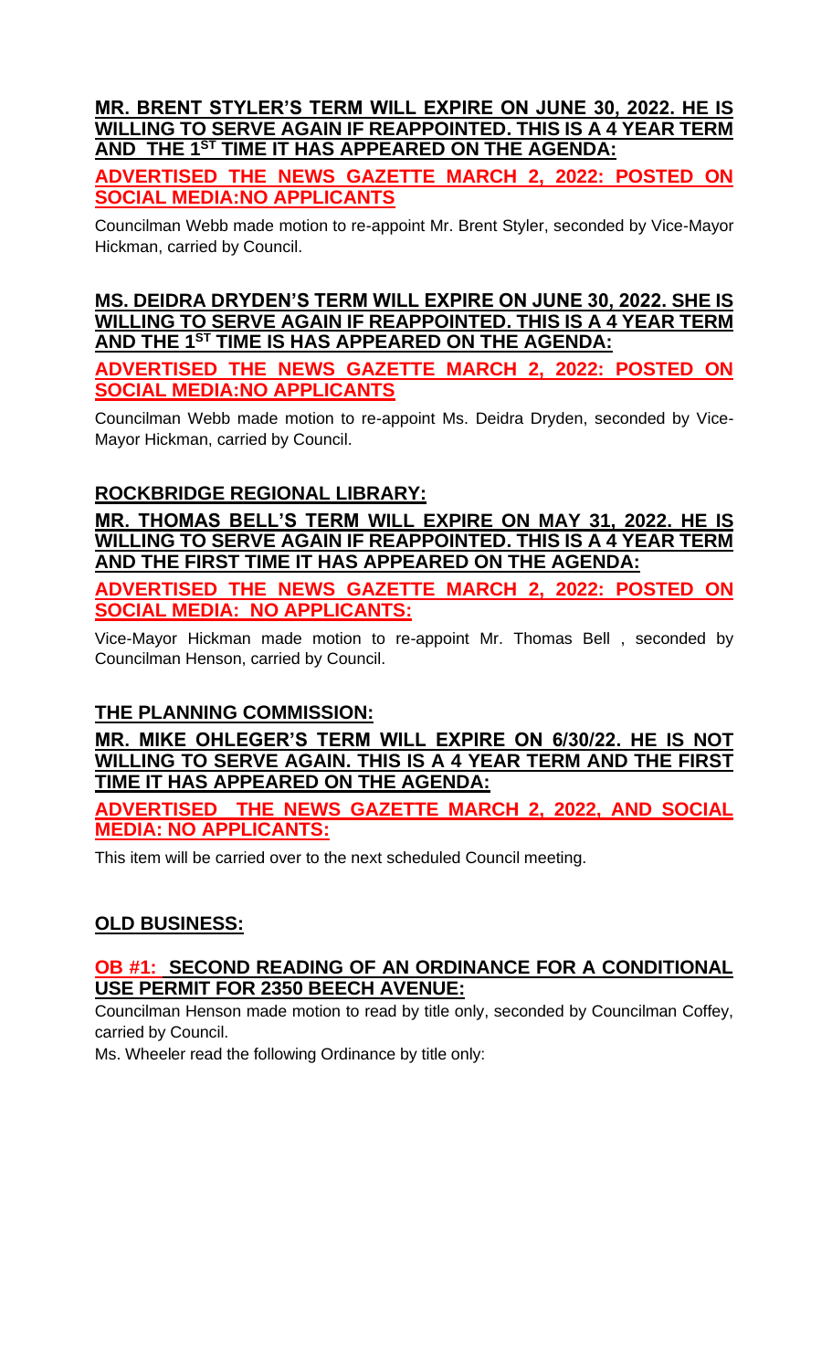**MR. BRENT STYLER'S TERM WILL EXPIRE ON JUNE 30, 2022. HE IS WILLING TO SERVE AGAIN IF REAPPOINTED. THIS IS A 4 YEAR TERM AND THE 1ST TIME IT HAS APPEARED ON THE AGENDA:**

**ADVERTISED THE NEWS GAZETTE MARCH 2, 2022: POSTED ON SOCIAL MEDIA:NO APPLICANTS**

Councilman Webb made motion to re-appoint Mr. Brent Styler, seconded by Vice-Mayor Hickman, carried by Council.

**MS. DEIDRA DRYDEN'S TERM WILL EXPIRE ON JUNE 30, 2022. SHE IS WILLING TO SERVE AGAIN IF REAPPOINTED. THIS IS A 4 YEAR TERM AND THE 1ST TIME IS HAS APPEARED ON THE AGENDA:**

**ADVERTISED THE NEWS GAZETTE MARCH 2, 2022: POSTED ON SOCIAL MEDIA:NO APPLICANTS**

Councilman Webb made motion to re-appoint Ms. Deidra Dryden, seconded by Vice-Mayor Hickman, carried by Council.

**ROCKBRIDGE REGIONAL LIBRARY:**

**MR. THOMAS BELL'S TERM WILL EXPIRE ON MAY 31, 2022. HE IS WILLING TO SERVE AGAIN IF REAPPOINTED. THIS IS A 4 YEAR TERM AND THE FIRST TIME IT HAS APPEARED ON THE AGENDA:**

**ADVERTISED THE NEWS GAZETTE MARCH 2, 2022: POSTED ON SOCIAL MEDIA: NO APPLICANTS:**

Vice-Mayor Hickman made motion to re-appoint Mr. Thomas Bell , seconded by Councilman Henson, carried by Council.

**THE PLANNING COMMISSION:**

**MR. MIKE OHLEGER'S TERM WILL EXPIRE ON 6/30/22. HE IS NOT WILLING TO SERVE AGAIN. THIS IS A 4 YEAR TERM AND THE FIRST TIME IT HAS APPEARED ON THE AGENDA:**

**ADVERTISED THE NEWS GAZETTE MARCH 2, 2022, AND SOCIAL MEDIA: NO APPLICANTS:**

This item will be carried over to the next scheduled Council meeting.

**OLD BUSINESS:**

**OB #1: SECOND READING OF AN ORDINANCE FOR A CONDITIONAL USE PERMIT FOR 2350 BEECH AVENUE:**

Councilman Henson made motion to read by title only, seconded by Councilman Coffey, carried by Council.

Ms. Wheeler read the following Ordinance by title only: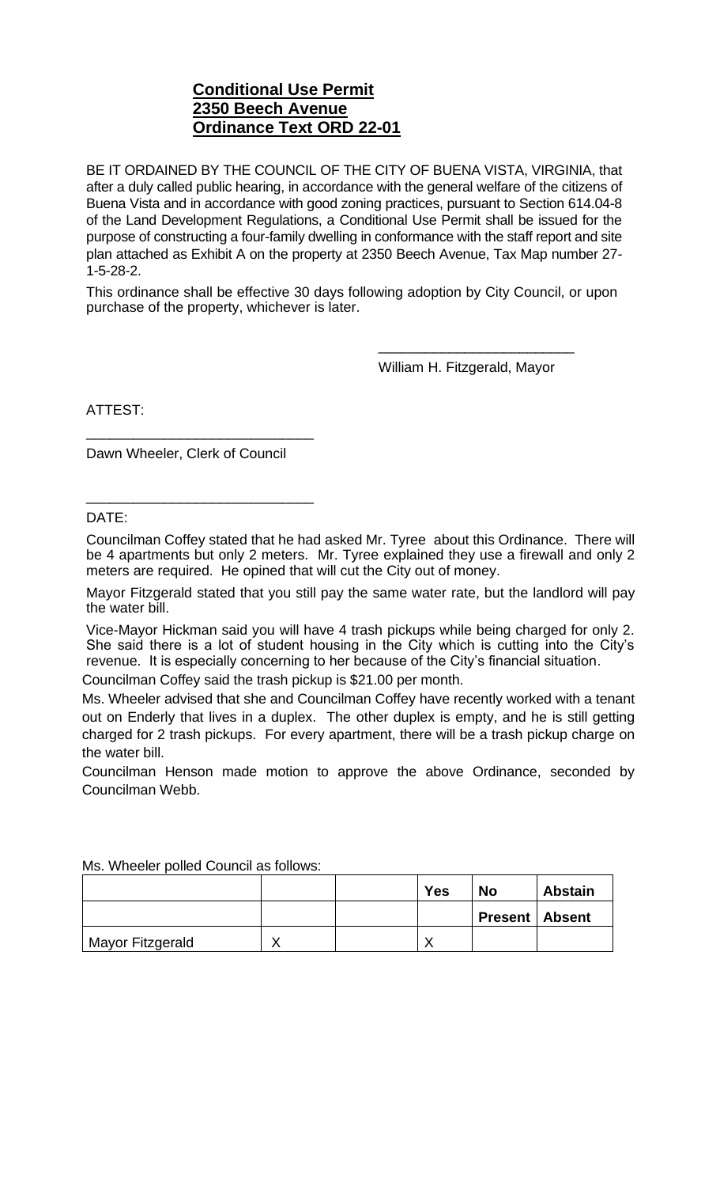**Conditional Use Permit**
**2350 Beech Avenue**
**Ordinance Text ORD 22-01**

BE IT ORDAINED BY THE COUNCIL OF THE CITY OF BUENA VISTA, VIRGINIA, that after a duly called public hearing, in accordance with the general welfare of the citizens of Buena Vista and in accordance with good zoning practices, pursuant to Section 614.04-8 of the Land Development Regulations, a Conditional Use Permit shall be issued for the purpose of constructing a four-family dwelling in conformance with the staff report and site plan attached as Exhibit A on the property at 2350 Beech Avenue, Tax Map number 27-1-5-28-2.

This ordinance shall be effective 30 days following adoption by City Council, or upon purchase of the property, whichever is later.

\_\_\_\_\_\_\_\_\_\_\_\_\_\_\_\_\_\_\_\_\_\_\_\_\_
William H. Fitzgerald, Mayor

ATTEST:

\_\_\_\_\_\_\_\_\_\_\_\_\_\_\_\_\_\_\_\_\_\_\_\_\_\_\_\_\_
Dawn Wheeler, Clerk of Council

\_\_\_\_\_\_\_\_\_\_\_\_\_\_\_\_\_\_\_\_\_\_\_\_\_\_\_\_\_
DATE:

Councilman Coffey stated that he had asked Mr. Tyree about this Ordinance. There will be 4 apartments but only 2 meters. Mr. Tyree explained they use a firewall and only 2 meters are required. He opined that will cut the City out of money.

Mayor Fitzgerald stated that you still pay the same water rate, but the landlord will pay the water bill.

Vice-Mayor Hickman said you will have 4 trash pickups while being charged for only 2. She said there is a lot of student housing in the City which is cutting into the City's revenue. It is especially concerning to her because of the City's financial situation.

Councilman Coffey said the trash pickup is $21.00 per month.

Ms. Wheeler advised that she and Councilman Coffey have recently worked with a tenant out on Enderly that lives in a duplex. The other duplex is empty, and he is still getting charged for 2 trash pickups. For every apartment, there will be a trash pickup charge on the water bill.

Councilman Henson made motion to approve the above Ordinance, seconded by Councilman Webb.

Ms. Wheeler polled Council as follows:

| | | | Yes | No | Abstain |
|---|---|---|---|---|---|
| | | | | Present | Absent |
| Mayor Fitzgerald | X | | X | | |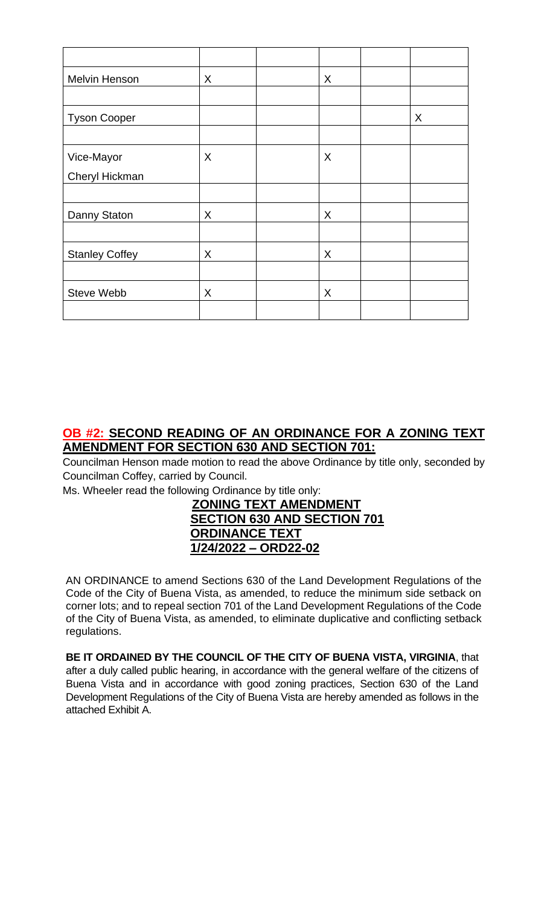| | | | | | |
|---|---|---|---|---|---|
| | | | | | |
| Melvin Henson | X | | X | | |
| | | | | | |
| Tyson Cooper | | | | | X |
| | | | | | |
| Vice-Mayor Cheryl Hickman | X | | X | | |
| | | | | | |
| Danny Staton | X | | X | | |
| | | | | | |
| Stanley Coffey | X | | X | | |
| | | | | | |
| Steve Webb | X | | X | | |
| | | | | | |

## OB #2: SECOND READING OF AN ORDINANCE FOR A ZONING TEXT AMENDMENT FOR SECTION 630 AND SECTION 701:

Councilman Henson made motion to read the above Ordinance by title only, seconded by Councilman Coffey, carried by Council.

Ms. Wheeler read the following Ordinance by title only:

**ZONING TEXT AMENDMENT**
**SECTION 630 AND SECTION 701**
**ORDINANCE TEXT**
**1/24/2022 – ORD22-02**

AN ORDINANCE to amend Sections 630 of the Land Development Regulations of the Code of the City of Buena Vista, as amended, to reduce the minimum side setback on corner lots; and to repeal section 701 of the Land Development Regulations of the Code of the City of Buena Vista, as amended, to eliminate duplicative and conflicting setback regulations.

**BE IT ORDAINED BY THE COUNCIL OF THE CITY OF BUENA VISTA, VIRGINIA**, that after a duly called public hearing, in accordance with the general welfare of the citizens of Buena Vista and in accordance with good zoning practices, Section 630 of the Land Development Regulations of the City of Buena Vista are hereby amended as follows in the attached Exhibit A.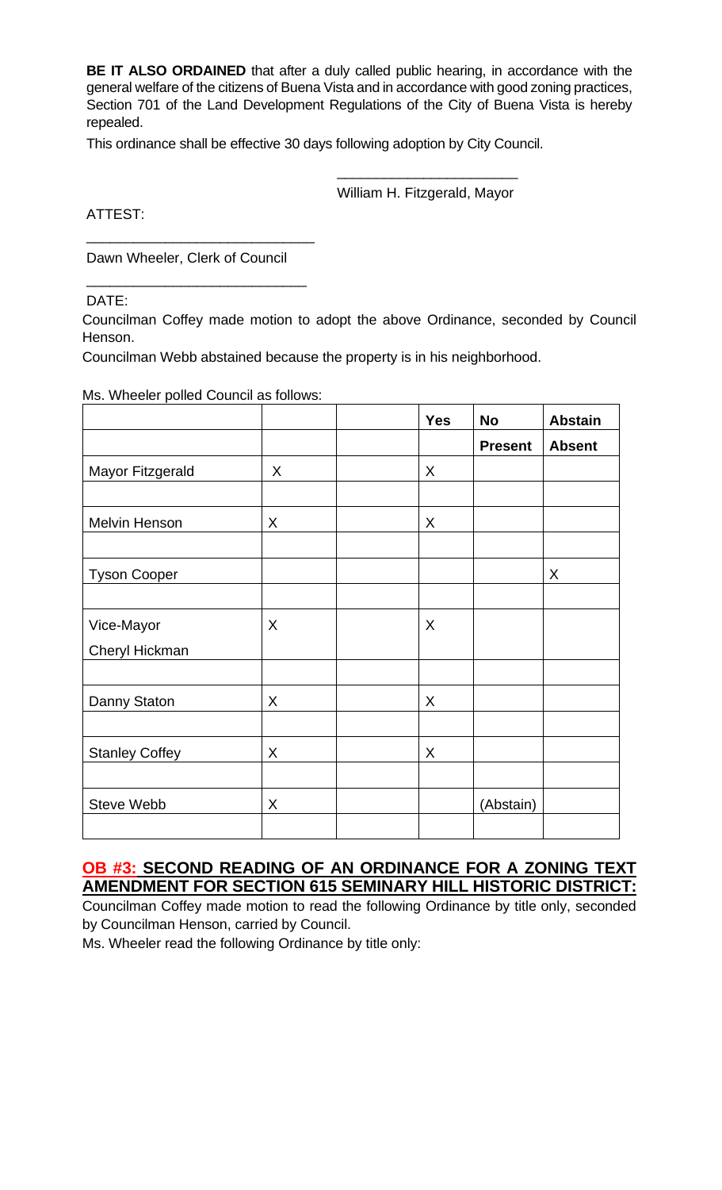**BE IT ALSO ORDAINED** that after a duly called public hearing, in accordance with the general welfare of the citizens of Buena Vista and in accordance with good zoning practices, Section 701 of the Land Development Regulations of the City of Buena Vista is hereby repealed.

This ordinance shall be effective 30 days following adoption by City Council.

_______________________
William H. Fitzgerald, Mayor

ATTEST:

____________________________
Dawn Wheeler, Clerk of Council

____________________________
DATE:

Councilman Coffey made motion to adopt the above Ordinance, seconded by Council Henson.

Councilman Webb abstained because the property is in his neighborhood.

Ms. Wheeler polled Council as follows:

| | | | Yes | No | Abstain |
|---|---|---|---|---|---|
| | | | | **Present** | **Absent** |
| Mayor Fitzgerald | X | | X | | |
| | | | | | |
| Melvin Henson | X | | X | | |
| | | | | | |
| Tyson Cooper | | | | | X |
| | | | | | |
| Vice-Mayor Cheryl Hickman | X | | X | | |
| | | | | | |
| Danny Staton | X | | X | | |
| | | | | | |
| Stanley Coffey | X | | X | | |
| | | | | | |
| Steve Webb | X | | | (Abstain) | |
| | | | | | |

## OB #3: SECOND READING OF AN ORDINANCE FOR A ZONING TEXT AMENDMENT FOR SECTION 615 SEMINARY HILL HISTORIC DISTRICT:

Councilman Coffey made motion to read the following Ordinance by title only, seconded by Councilman Henson, carried by Council.

Ms. Wheeler read the following Ordinance by title only: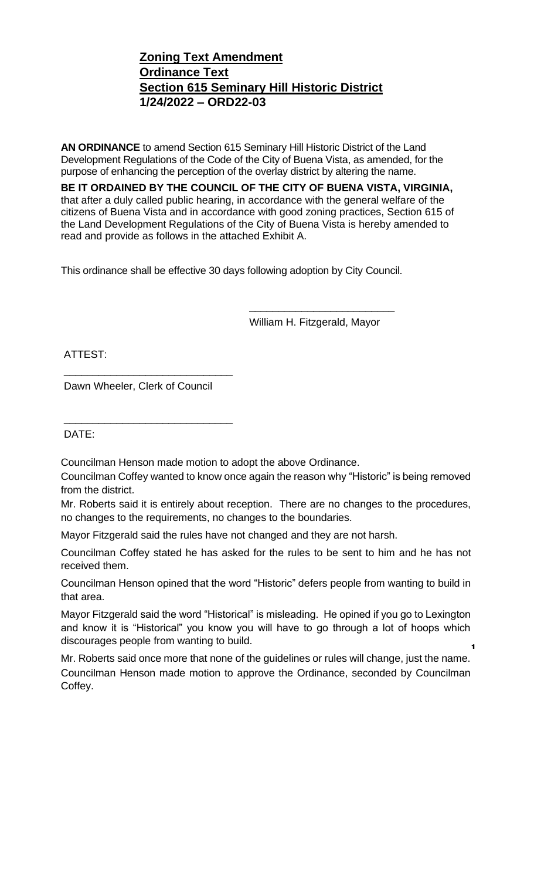## **Zoning Text Amendment**
## **Ordinance Text**
## **Section 615 Seminary Hill Historic District**
## **1/24/2022 – ORD22-03**

**AN ORDINANCE** to amend Section 615 Seminary Hill Historic District of the Land Development Regulations of the Code of the City of Buena Vista, as amended, for the purpose of enhancing the perception of the overlay district by altering the name.

**BE IT ORDAINED BY THE COUNCIL OF THE CITY OF BUENA VISTA, VIRGINIA,** that after a duly called public hearing, in accordance with the general welfare of the citizens of Buena Vista and in accordance with good zoning practices, Section 615 of the Land Development Regulations of the City of Buena Vista is hereby amended to read and provide as follows in the attached Exhibit A.

This ordinance shall be effective 30 days following adoption by City Council.

_________________________
William H. Fitzgerald, Mayor

ATTEST:

_____________________________
Dawn Wheeler, Clerk of Council

_____________________________
DATE:

Councilman Henson made motion to adopt the above Ordinance.

Councilman Coffey wanted to know once again the reason why "Historic" is being removed from the district.

Mr. Roberts said it is entirely about reception. There are no changes to the procedures, no changes to the requirements, no changes to the boundaries.

Mayor Fitzgerald said the rules have not changed and they are not harsh.

Councilman Coffey stated he has asked for the rules to be sent to him and he has not received them.

Councilman Henson opined that the word "Historic" defers people from wanting to build in that area.

Mayor Fitzgerald said the word "Historical" is misleading. He opined if you go to Lexington and know it is "Historical" you know you will have to go through a lot of hoops which discourages people from wanting to build.

Mr. Roberts said once more that none of the guidelines or rules will change, just the name.

Councilman Henson made motion to approve the Ordinance, seconded by Councilman Coffey.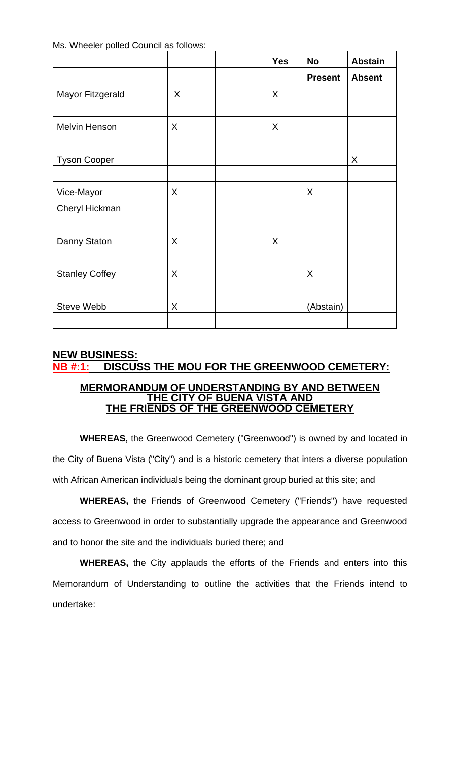Ms. Wheeler polled Council as follows:

| | | | Yes | No | Abstain |
|---|---|---|---|---|---|
| | | | | Present | Absent |
| Mayor Fitzgerald | X | | X | | |
| | | | | | |
| Melvin Henson | X | | X | | |
| | | | | | |
| Tyson Cooper | | | | | X |
| | | | | | |
| Vice-Mayor Cheryl Hickman | X | | | X | |
| | | | | | |
| Danny Staton | X | | X | | |
| | | | | | |
| Stanley Coffey | X | | | X | |
| | | | | | |
| Steve Webb | X | | | (Abstain) | |
| | | | | | |

## NEW BUSINESS:

## NB #:1: DISCUSS THE MOU FOR THE GREENWOOD CEMETERY:

### MERMORANDUM OF UNDERSTANDING BY AND BETWEEN THE CITY OF BUENA VISTA AND THE FRIENDS OF THE GREENWOOD CEMETERY

**WHEREAS,** the Greenwood Cemetery ("Greenwood") is owned by and located in the City of Buena Vista ("City") and is a historic cemetery that inters a diverse population with African American individuals being the dominant group buried at this site; and

**WHEREAS,** the Friends of Greenwood Cemetery ("Friends") have requested access to Greenwood in order to substantially upgrade the appearance and Greenwood and to honor the site and the individuals buried there; and

**WHEREAS,** the City applauds the efforts of the Friends and enters into this Memorandum of Understanding to outline the activities that the Friends intend to undertake: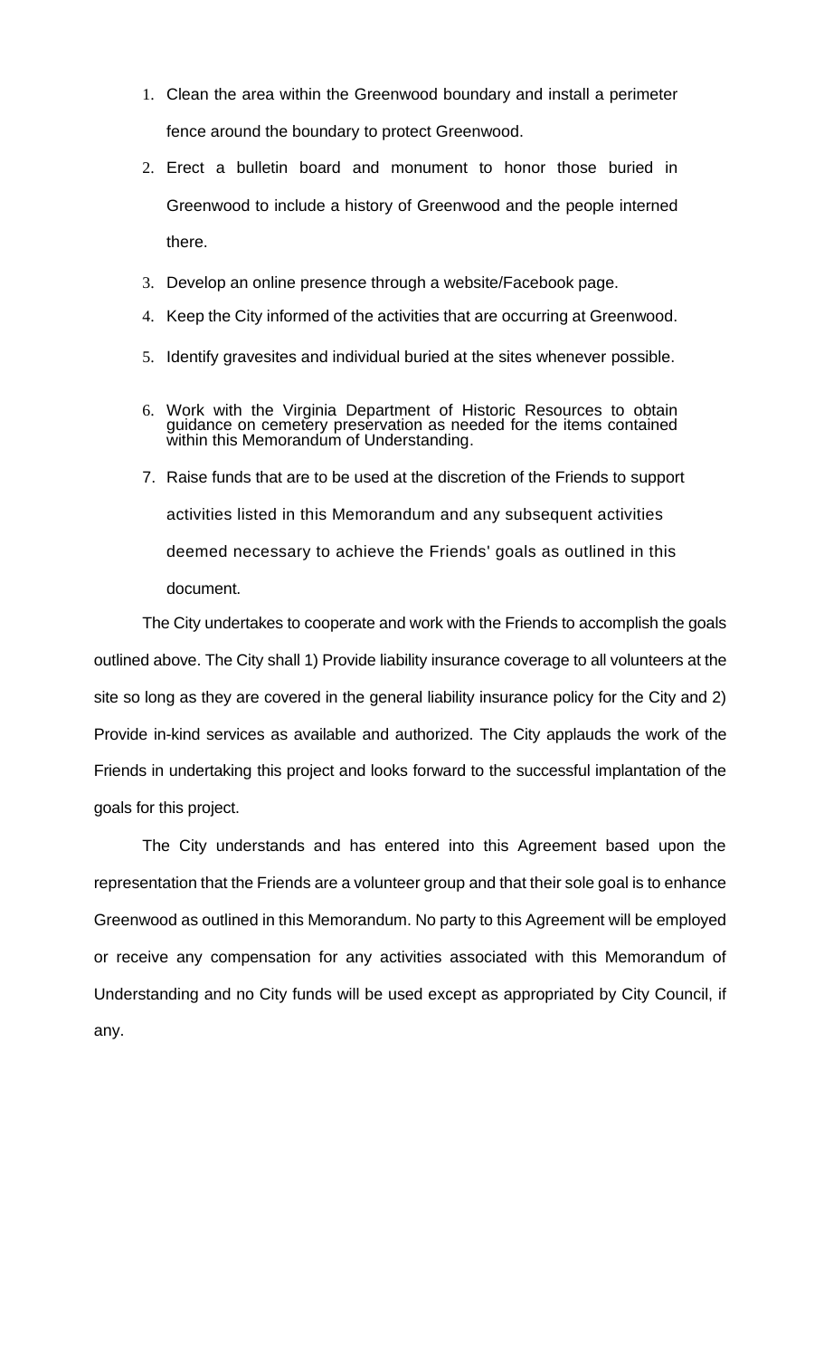1. Clean the area within the Greenwood boundary and install a perimeter fence around the boundary to protect Greenwood.
2. Erect a bulletin board and monument to honor those buried in Greenwood to include a history of Greenwood and the people interned there.
3. Develop an online presence through a website/Facebook page.
4. Keep the City informed of the activities that are occurring at Greenwood.
5. Identify gravesites and individual buried at the sites whenever possible.
6. Work with the Virginia Department of Historic Resources to obtain guidance on cemetery preservation as needed for the items contained within this Memorandum of Understanding.
7. Raise funds that are to be used at the discretion of the Friends to support activities listed in this Memorandum and any subsequent activities deemed necessary to achieve the Friends' goals as outlined in this document.

The City undertakes to cooperate and work with the Friends to accomplish the goals outlined above. The City shall 1) Provide liability insurance coverage to all volunteers at the site so long as they are covered in the general liability insurance policy for the City and 2) Provide in-kind services as available and authorized. The City applauds the work of the Friends in undertaking this project and looks forward to the successful implantation of the goals for this project.

The City understands and has entered into this Agreement based upon the representation that the Friends are a volunteer group and that their sole goal is to enhance Greenwood as outlined in this Memorandum. No party to this Agreement will be employed or receive any compensation for any activities associated with this Memorandum of Understanding and no City funds will be used except as appropriated by City Council, if any.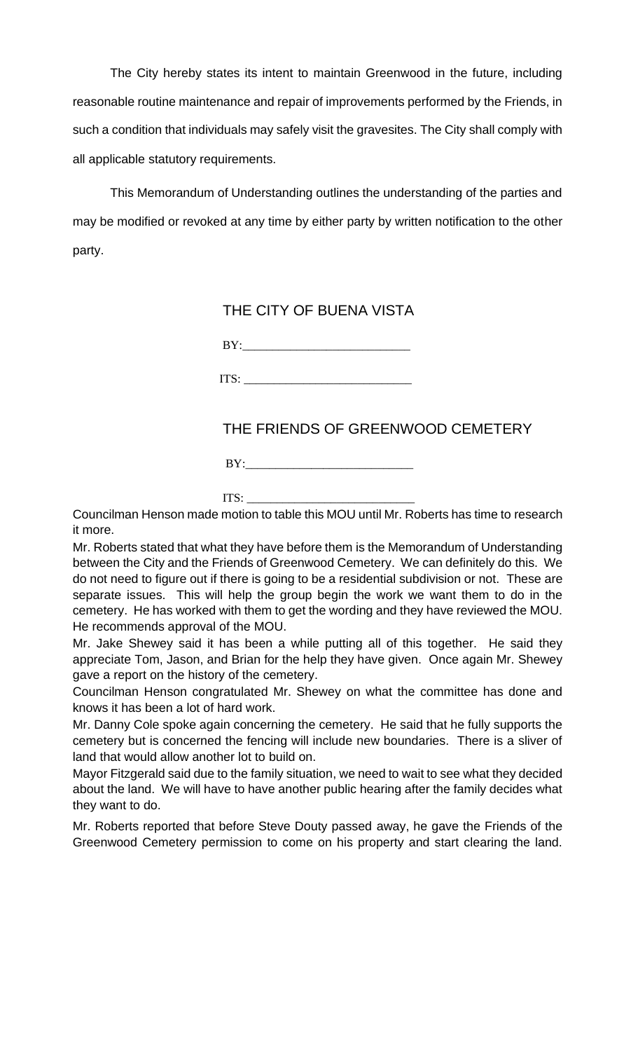The City hereby states its intent to maintain Greenwood in the future, including reasonable routine maintenance and repair of improvements performed by the Friends, in such a condition that individuals may safely visit the gravesites. The City shall comply with all applicable statutory requirements.

This Memorandum of Understanding outlines the understanding of the parties and may be modified or revoked at any time by either party by written notification to the other party.

THE CITY OF BUENA VISTA

BY:___________________________

ITS: ___________________________

THE FRIENDS OF GREENWOOD CEMETERY

BY:___________________________

ITS: ___________________________

Councilman Henson made motion to table this MOU until Mr. Roberts has time to research it more.

Mr. Roberts stated that what they have before them is the Memorandum of Understanding between the City and the Friends of Greenwood Cemetery. We can definitely do this. We do not need to figure out if there is going to be a residential subdivision or not. These are separate issues. This will help the group begin the work we want them to do in the cemetery. He has worked with them to get the wording and they have reviewed the MOU. He recommends approval of the MOU.

Mr. Jake Shewey said it has been a while putting all of this together. He said they appreciate Tom, Jason, and Brian for the help they have given. Once again Mr. Shewey gave a report on the history of the cemetery.

Councilman Henson congratulated Mr. Shewey on what the committee has done and knows it has been a lot of hard work.

Mr. Danny Cole spoke again concerning the cemetery. He said that he fully supports the cemetery but is concerned the fencing will include new boundaries. There is a sliver of land that would allow another lot to build on.

Mayor Fitzgerald said due to the family situation, we need to wait to see what they decided about the land. We will have to have another public hearing after the family decides what they want to do.

Mr. Roberts reported that before Steve Douty passed away, he gave the Friends of the Greenwood Cemetery permission to come on his property and start clearing the land.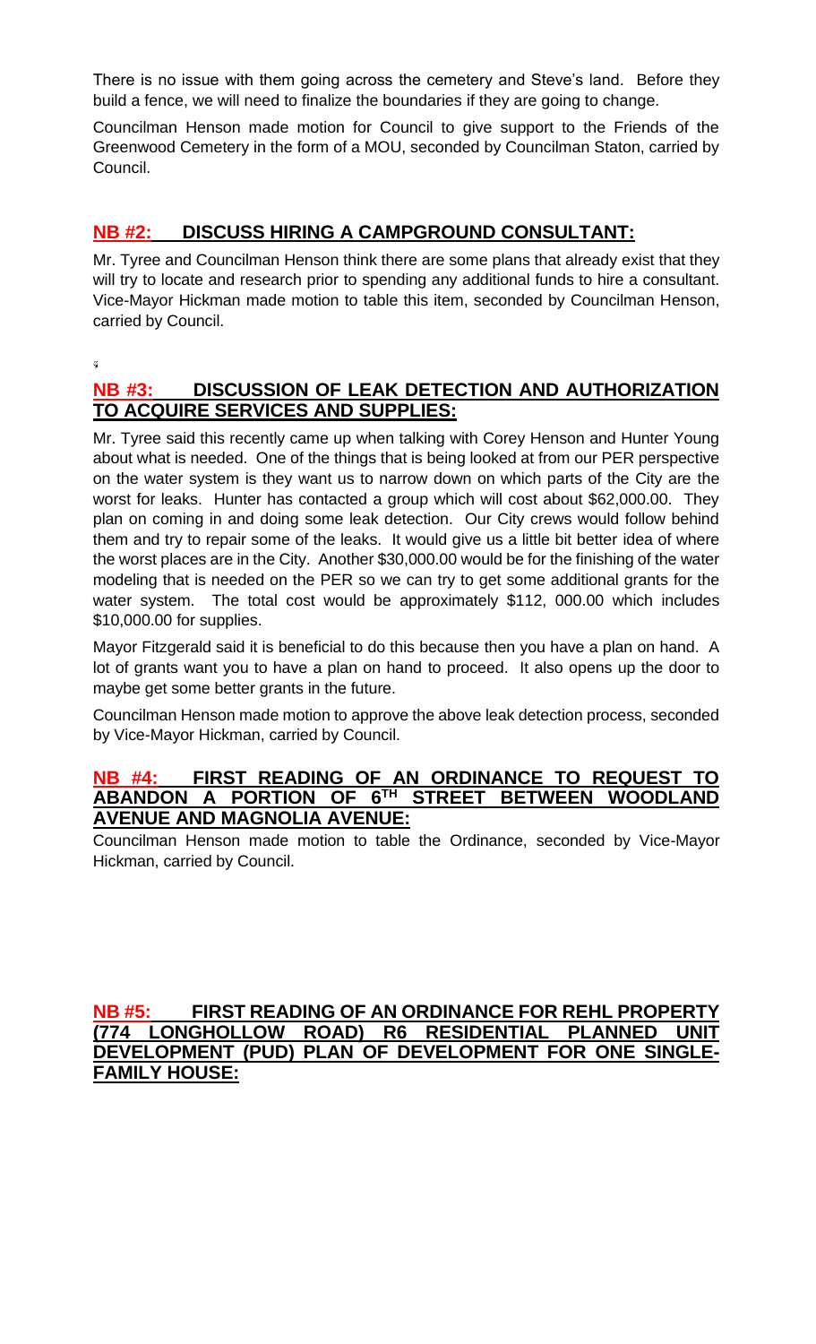There is no issue with them going across the cemetery and Steve's land. Before they build a fence, we will need to finalize the boundaries if they are going to change.

Councilman Henson made motion for Council to give support to the Friends of the Greenwood Cemetery in the form of a MOU, seconded by Councilman Staton, carried by Council.

## NB #2: DISCUSS HIRING A CAMPGROUND CONSULTANT:

Mr. Tyree and Councilman Henson think there are some plans that already exist that they will try to locate and research prior to spending any additional funds to hire a consultant. Vice-Mayor Hickman made motion to table this item, seconded by Councilman Henson, carried by Council.

## NB #3: DISCUSSION OF LEAK DETECTION AND AUTHORIZATION TO ACQUIRE SERVICES AND SUPPLIES:

Mr. Tyree said this recently came up when talking with Corey Henson and Hunter Young about what is needed. One of the things that is being looked at from our PER perspective on the water system is they want us to narrow down on which parts of the City are the worst for leaks. Hunter has contacted a group which will cost about $62,000.00. They plan on coming in and doing some leak detection. Our City crews would follow behind them and try to repair some of the leaks. It would give us a little bit better idea of where the worst places are in the City. Another $30,000.00 would be for the finishing of the water modeling that is needed on the PER so we can try to get some additional grants for the water system. The total cost would be approximately $112, 000.00 which includes $10,000.00 for supplies.

Mayor Fitzgerald said it is beneficial to do this because then you have a plan on hand. A lot of grants want you to have a plan on hand to proceed. It also opens up the door to maybe get some better grants in the future.

Councilman Henson made motion to approve the above leak detection process, seconded by Vice-Mayor Hickman, carried by Council.

## NB #4: FIRST READING OF AN ORDINANCE TO REQUEST TO ABANDON A PORTION OF 6TH STREET BETWEEN WOODLAND AVENUE AND MAGNOLIA AVENUE:

Councilman Henson made motion to table the Ordinance, seconded by Vice-Mayor Hickman, carried by Council.

## NB #5: FIRST READING OF AN ORDINANCE FOR REHL PROPERTY (774 LONGHOLLOW ROAD) R6 RESIDENTIAL PLANNED UNIT DEVELOPMENT (PUD) PLAN OF DEVELOPMENT FOR ONE SINGLE-FAMILY HOUSE: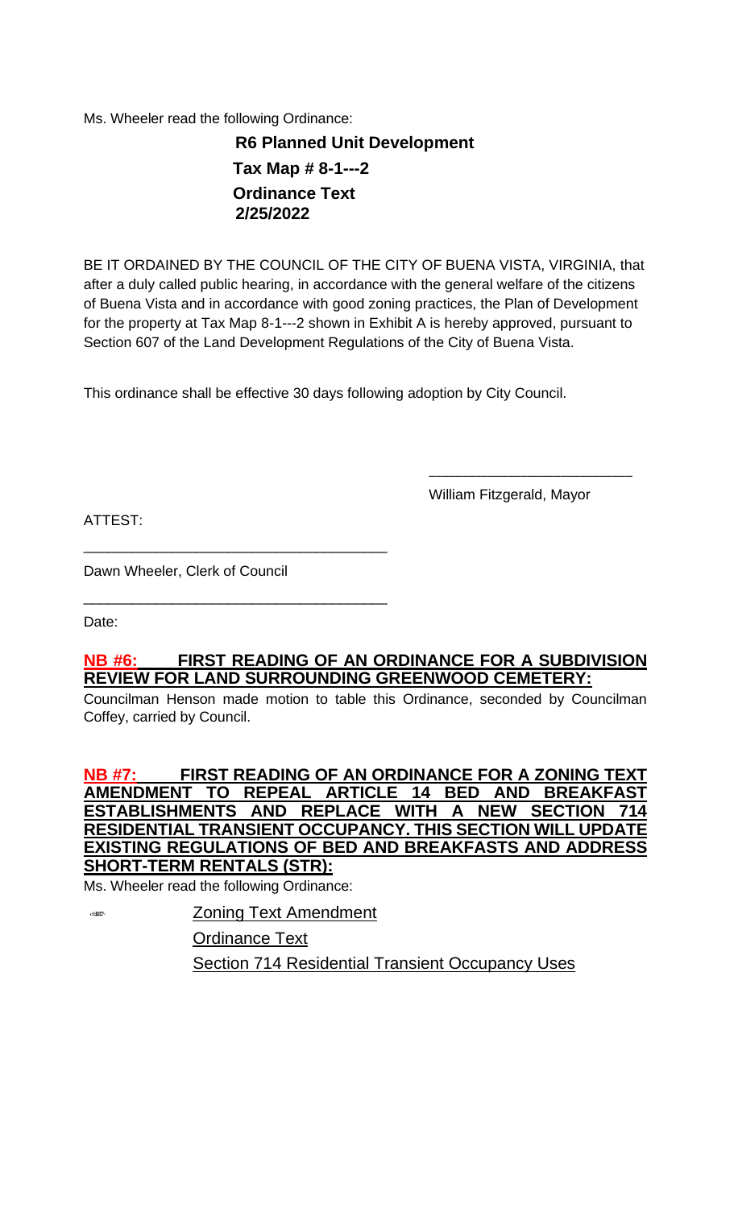Ms. Wheeler read the following Ordinance:

**R6 Planned Unit Development**
**Tax Map # 8-1---2**
**Ordinance Text**
**2/25/2022**

BE IT ORDAINED BY THE COUNCIL OF THE CITY OF BUENA VISTA, VIRGINIA, that after a duly called public hearing, in accordance with the general welfare of the citizens of Buena Vista and in accordance with good zoning practices, the Plan of Development for the property at Tax Map 8-1---2 shown in Exhibit A is hereby approved, pursuant to Section 607 of the Land Development Regulations of the City of Buena Vista.

This ordinance shall be effective 30 days following adoption by City Council.

_________________________
William Fitzgerald, Mayor

ATTEST:

_____________________________________
Dawn Wheeler, Clerk of Council

_____________________________________
Date:

**NB #6: FIRST READING OF AN ORDINANCE FOR A SUBDIVISION REVIEW FOR LAND SURROUNDING GREENWOOD CEMETERY:**

Councilman Henson made motion to table this Ordinance, seconded by Councilman Coffey, carried by Council.

**NB #7: FIRST READING OF AN ORDINANCE FOR A ZONING TEXT AMENDMENT TO REPEAL ARTICLE 14 BED AND BREAKFAST ESTABLISHMENTS AND REPLACE WITH A NEW SECTION 714 RESIDENTIAL TRANSIENT OCCUPANCY. THIS SECTION WILL UPDATE EXISTING REGULATIONS OF BED AND BREAKFASTS AND ADDRESS SHORT-TERM RENTALS (STR):**

Ms. Wheeler read the following Ordinance:

Zoning Text Amendment

Ordinance Text

Section 714 Residential Transient Occupancy Uses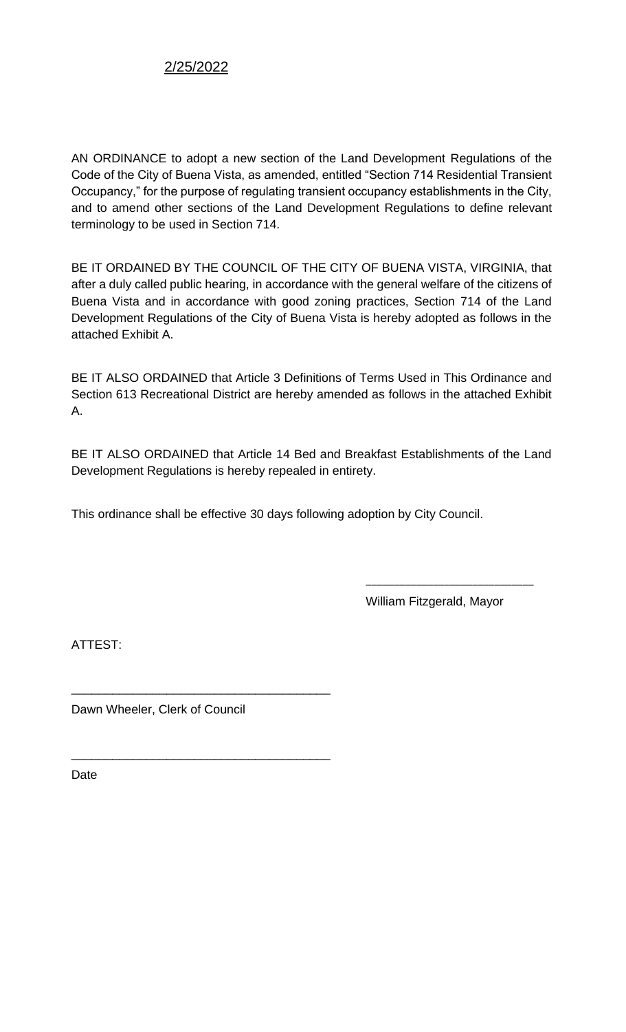2/25/2022

AN ORDINANCE to adopt a new section of the Land Development Regulations of the Code of the City of Buena Vista, as amended, entitled "Section 714 Residential Transient Occupancy," for the purpose of regulating transient occupancy establishments in the City, and to amend other sections of the Land Development Regulations to define relevant terminology to be used in Section 714.

BE IT ORDAINED BY THE COUNCIL OF THE CITY OF BUENA VISTA, VIRGINIA, that after a duly called public hearing, in accordance with the general welfare of the citizens of Buena Vista and in accordance with good zoning practices, Section 714 of the Land Development Regulations of the City of Buena Vista is hereby adopted as follows in the attached Exhibit A.

BE IT ALSO ORDAINED that Article 3 Definitions of Terms Used in This Ordinance and Section 613 Recreational District are hereby amended as follows in the attached Exhibit A.

BE IT ALSO ORDAINED that Article 14 Bed and Breakfast Establishments of the Land Development Regulations is hereby repealed in entirety.

This ordinance shall be effective 30 days following adoption by City Council.

\_\_\_\_\_\_\_\_\_\_\_\_\_\_\_\_\_\_\_\_\_\_\_\_\_

William Fitzgerald, Mayor

ATTEST:

\_\_\_\_\_\_\_\_\_\_\_\_\_\_\_\_\_\_\_\_\_\_\_\_\_\_\_\_\_\_\_\_\_\_\_\_\_\_

Dawn Wheeler, Clerk of Council

\_\_\_\_\_\_\_\_\_\_\_\_\_\_\_\_\_\_\_\_\_\_\_\_\_\_\_\_\_\_\_\_\_\_\_\_\_\_

Date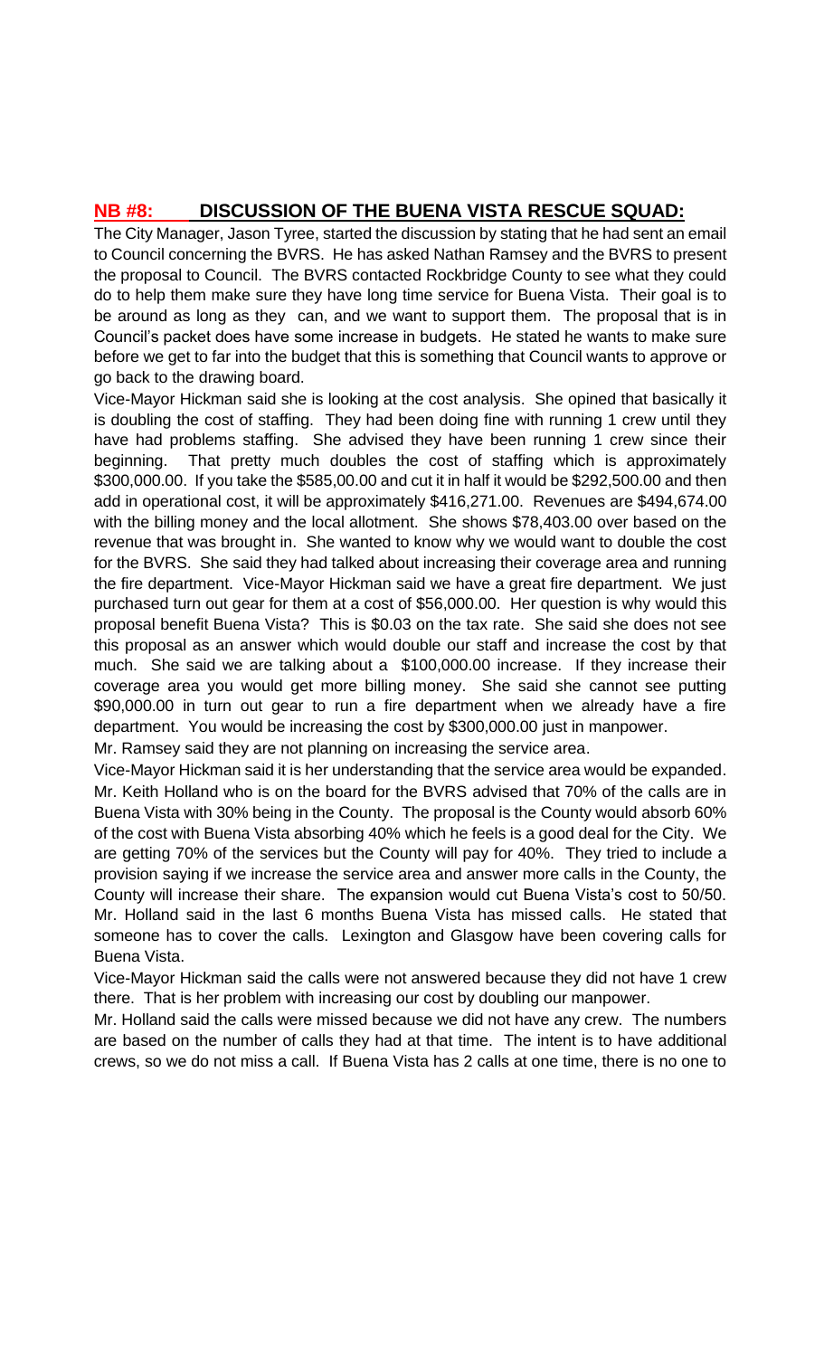## NB #8: DISCUSSION OF THE BUENA VISTA RESCUE SQUAD:

The City Manager, Jason Tyree, started the discussion by stating that he had sent an email to Council concerning the BVRS. He has asked Nathan Ramsey and the BVRS to present the proposal to Council. The BVRS contacted Rockbridge County to see what they could do to help them make sure they have long time service for Buena Vista. Their goal is to be around as long as they can, and we want to support them. The proposal that is in Council's packet does have some increase in budgets. He stated he wants to make sure before we get to far into the budget that this is something that Council wants to approve or go back to the drawing board.

Vice-Mayor Hickman said she is looking at the cost analysis. She opined that basically it is doubling the cost of staffing. They had been doing fine with running 1 crew until they have had problems staffing. She advised they have been running 1 crew since their beginning. That pretty much doubles the cost of staffing which is approximately $300,000.00. If you take the $585,00.00 and cut it in half it would be 292,500.00 and then add in operational cost, it will be approximately $416,271.00. Revenues are $494,674.00 with the billing money and the local allotment. She shows $78,403.00 over based on the revenue that was brought in. She wanted to know why we would want to double the cost for the BVRS. She said they had talked about increasing their coverage area and running the fire department. Vice-Mayor Hickman said we have a great fire department. We just purchased turn out gear for them at a cost of $56,000.00. Her question is why would this proposal benefit Buena Vista? This is $0.03 on the tax rate. She said she does not see this proposal as an answer which would double our staff and increase the cost by that much. She said we are talking about a $100,000.00 increase. If they increase their coverage area you would get more billing money. She said she cannot see putting $90,000.00 in turn out gear to run a fire department when we already have a fire department. You would be increasing the cost by $300,000.00 just in manpower.

Mr. Ramsey said they are not planning on increasing the service area.

Vice-Mayor Hickman said it is her understanding that the service area would be expanded.

Mr. Keith Holland who is on the board for the BVRS advised that 70% of the calls are in Buena Vista with 30% being in the County. The proposal is the County would absorb 60% of the cost with Buena Vista absorbing 40% which he feels is a good deal for the City. We are getting 70% of the services but the County will pay for 40%. They tried to include a provision saying if we increase the service area and answer more calls in the County, the County will increase their share. The expansion would cut Buena Vista's cost to 50/50. Mr. Holland said in the last 6 months Buena Vista has missed calls. He stated that someone has to cover the calls. Lexington and Glasgow have been covering calls for Buena Vista.

Vice-Mayor Hickman said the calls were not answered because they did not have 1 crew there. That is her problem with increasing our cost by doubling our manpower.

Mr. Holland said the calls were missed because we did not have any crew. The numbers are based on the number of calls they had at that time. The intent is to have additional crews, so we do not miss a call. If Buena Vista has 2 calls at one time, there is no one to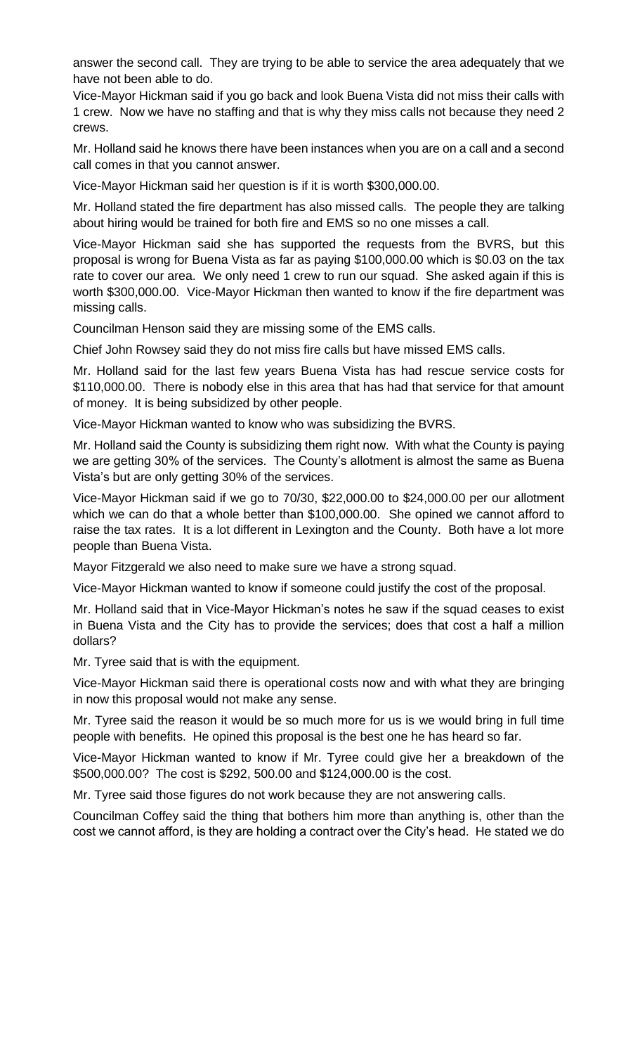answer the second call. They are trying to be able to service the area adequately that we have not been able to do.

Vice-Mayor Hickman said if you go back and look Buena Vista did not miss their calls with 1 crew. Now we have no staffing and that is why they miss calls not because they need 2 crews.

Mr. Holland said he knows there have been instances when you are on a call and a second call comes in that you cannot answer.

Vice-Mayor Hickman said her question is if it is worth $300,000.00.

Mr. Holland stated the fire department has also missed calls. The people they are talking about hiring would be trained for both fire and EMS so no one misses a call.

Vice-Mayor Hickman said she has supported the requests from the BVRS, but this proposal is wrong for Buena Vista as far as paying $100,000.00 which is $0.03 on the tax rate to cover our area. We only need 1 crew to run our squad. She asked again if this is worth $300,000.00. Vice-Mayor Hickman then wanted to know if the fire department was missing calls.

Councilman Henson said they are missing some of the EMS calls.

Chief John Rowsey said they do not miss fire calls but have missed EMS calls.

Mr. Holland said for the last few years Buena Vista has had rescue service costs for $110,000.00. There is nobody else in this area that has had that service for that amount of money. It is being subsidized by other people.

Vice-Mayor Hickman wanted to know who was subsidizing the BVRS.

Mr. Holland said the County is subsidizing them right now. With what the County is paying we are getting 30% of the services. The County's allotment is almost the same as Buena Vista's but are only getting 30% of the services.

Vice-Mayor Hickman said if we go to 70/30, $22,000.00 to $24,000.00 per our allotment which we can do that a whole better than $100,000.00. She opined we cannot afford to raise the tax rates. It is a lot different in Lexington and the County. Both have a lot more people than Buena Vista.

Mayor Fitzgerald we also need to make sure we have a strong squad.

Vice-Mayor Hickman wanted to know if someone could justify the cost of the proposal.

Mr. Holland said that in Vice-Mayor Hickman's notes he saw if the squad ceases to exist in Buena Vista and the City has to provide the services; does that cost a half a million dollars?

Mr. Tyree said that is with the equipment.

Vice-Mayor Hickman said there is operational costs now and with what they are bringing in now this proposal would not make any sense.

Mr. Tyree said the reason it would be so much more for us is we would bring in full time people with benefits. He opined this proposal is the best one he has heard so far.

Vice-Mayor Hickman wanted to know if Mr. Tyree could give her a breakdown of the $500,000.00? The cost is $292, 500.00 and $124,000.00 is the cost.

Mr. Tyree said those figures do not work because they are not answering calls.

Councilman Coffey said the thing that bothers him more than anything is, other than the cost we cannot afford, is they are holding a contract over the City's head. He stated we do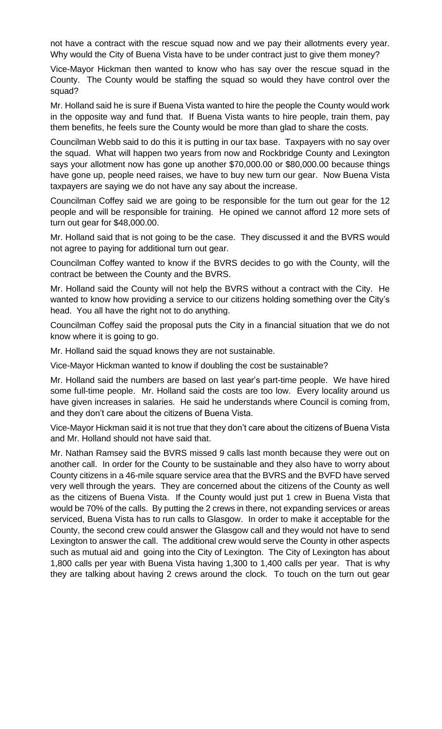not have a contract with the rescue squad now and we pay their allotments every year. Why would the City of Buena Vista have to be under contract just to give them money?

Vice-Mayor Hickman then wanted to know who has say over the rescue squad in the County. The County would be staffing the squad so would they have control over the squad?

Mr. Holland said he is sure if Buena Vista wanted to hire the people the County would work in the opposite way and fund that. If Buena Vista wants to hire people, train them, pay them benefits, he feels sure the County would be more than glad to share the costs.

Councilman Webb said to do this it is putting in our tax base. Taxpayers with no say over the squad. What will happen two years from now and Rockbridge County and Lexington says your allotment now has gone up another $70,000.00 or $80,000.00 because things have gone up, people need raises, we have to buy new turn our gear. Now Buena Vista taxpayers are saying we do not have any say about the increase.

Councilman Coffey said we are going to be responsible for the turn out gear for the 12 people and will be responsible for training. He opined we cannot afford 12 more sets of turn out gear for $48,000.00.

Mr. Holland said that is not going to be the case. They discussed it and the BVRS would not agree to paying for additional turn out gear.

Councilman Coffey wanted to know if the BVRS decides to go with the County, will the contract be between the County and the BVRS.

Mr. Holland said the County will not help the BVRS without a contract with the City. He wanted to know how providing a service to our citizens holding something over the City's head. You all have the right not to do anything.

Councilman Coffey said the proposal puts the City in a financial situation that we do not know where it is going to go.

Mr. Holland said the squad knows they are not sustainable.

Vice-Mayor Hickman wanted to know if doubling the cost be sustainable?

Mr. Holland said the numbers are based on last year's part-time people. We have hired some full-time people. Mr. Holland said the costs are too low. Every locality around us have given increases in salaries. He said he understands where Council is coming from, and they don't care about the citizens of Buena Vista.

Vice-Mayor Hickman said it is not true that they don't care about the citizens of Buena Vista and Mr. Holland should not have said that.

Mr. Nathan Ramsey said the BVRS missed 9 calls last month because they were out on another call. In order for the County to be sustainable and they also have to worry about County citizens in a 46-mile square service area that the BVRS and the BVFD have served very well through the years. They are concerned about the citizens of the County as well as the citizens of Buena Vista. If the County would just put 1 crew in Buena Vista that would be 70% of the calls. By putting the 2 crews in there, not expanding services or areas serviced, Buena Vista has to run calls to Glasgow. In order to make it acceptable for the County, the second crew could answer the Glasgow call and they would not have to send Lexington to answer the call. The additional crew would serve the County in other aspects such as mutual aid and going into the City of Lexington. The City of Lexington has about 1,800 calls per year with Buena Vista having 1,300 to 1,400 calls per year. That is why they are talking about having 2 crews around the clock. To touch on the turn out gear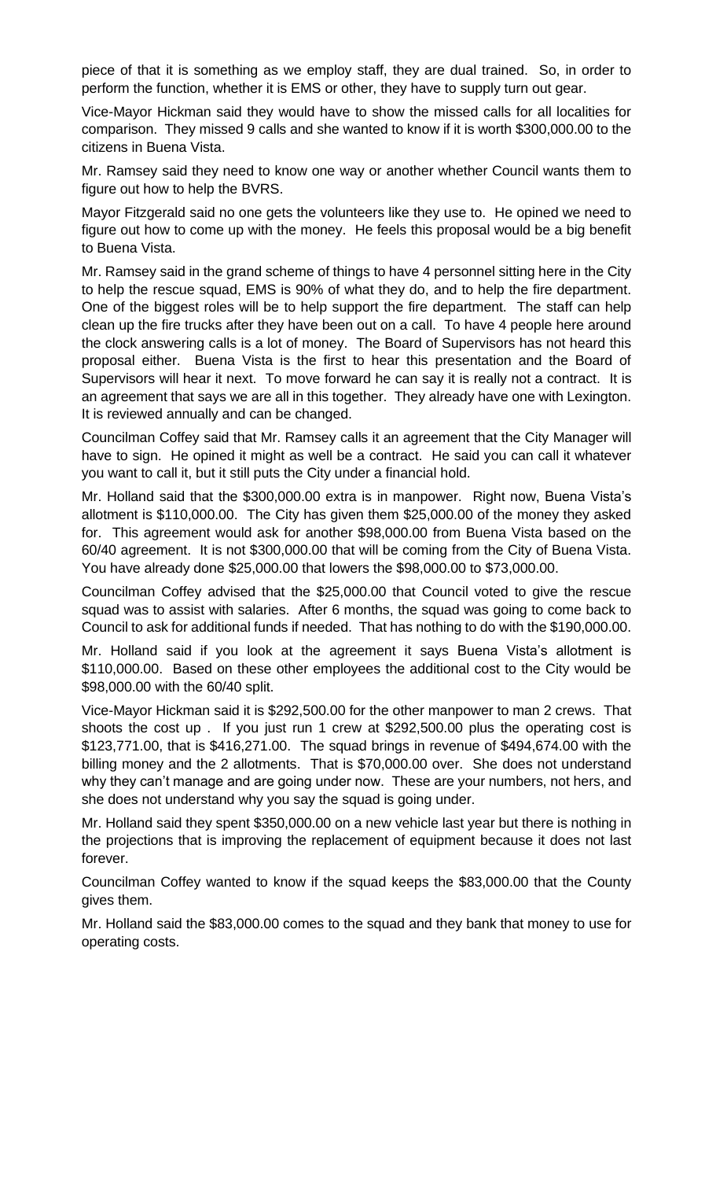piece of that it is something as we employ staff, they are dual trained. So, in order to perform the function, whether it is EMS or other, they have to supply turn out gear.

Vice-Mayor Hickman said they would have to show the missed calls for all localities for comparison. They missed 9 calls and she wanted to know if it is worth $300,000.00 to the citizens in Buena Vista.

Mr. Ramsey said they need to know one way or another whether Council wants them to figure out how to help the BVRS.

Mayor Fitzgerald said no one gets the volunteers like they use to. He opined we need to figure out how to come up with the money. He feels this proposal would be a big benefit to Buena Vista.

Mr. Ramsey said in the grand scheme of things to have 4 personnel sitting here in the City to help the rescue squad, EMS is 90% of what they do, and to help the fire department. One of the biggest roles will be to help support the fire department. The staff can help clean up the fire trucks after they have been out on a call. To have 4 people here around the clock answering calls is a lot of money. The Board of Supervisors has not heard this proposal either. Buena Vista is the first to hear this presentation and the Board of Supervisors will hear it next. To move forward he can say it is really not a contract. It is an agreement that says we are all in this together. They already have one with Lexington. It is reviewed annually and can be changed.

Councilman Coffey said that Mr. Ramsey calls it an agreement that the City Manager will have to sign. He opined it might as well be a contract. He said you can call it whatever you want to call it, but it still puts the City under a financial hold.

Mr. Holland said that the $300,000.00 extra is in manpower. Right now, Buena Vista's allotment is $110,000.00. The City has given them $25,000.00 of the money they asked for. This agreement would ask for another $98,000.00 from Buena Vista based on the 60/40 agreement. It is not $300,000.00 that will be coming from the City of Buena Vista. You have already done $25,000.00 that lowers the $98,000.00 to $73,000.00.

Councilman Coffey advised that the $25,000.00 that Council voted to give the rescue squad was to assist with salaries. After 6 months, the squad was going to come back to Council to ask for additional funds if needed. That has nothing to do with the $190,000.00.

Mr. Holland said if you look at the agreement it says Buena Vista's allotment is $110,000.00. Based on these other employees the additional cost to the City would be $98,000.00 with the 60/40 split.

Vice-Mayor Hickman said it is $292,500.00 for the other manpower to man 2 crews. That shoots the cost up . If you just run 1 crew at $292,500.00 plus the operating cost is $123,771.00, that is $416,271.00. The squad brings in revenue of $494,674.00 with the billing money and the 2 allotments. That is $70,000.00 over. She does not understand why they can't manage and are going under now. These are your numbers, not hers, and she does not understand why you say the squad is going under.

Mr. Holland said they spent $350,000.00 on a new vehicle last year but there is nothing in the projections that is improving the replacement of equipment because it does not last forever.

Councilman Coffey wanted to know if the squad keeps the $83,000.00 that the County gives them.

Mr. Holland said the $83,000.00 comes to the squad and they bank that money to use for operating costs.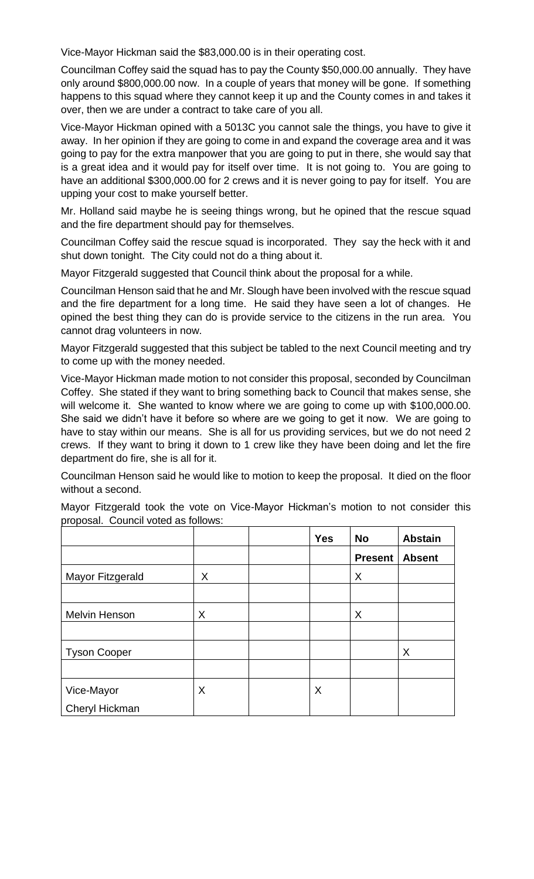Vice-Mayor Hickman said the $83,000.00 is in their operating cost.

Councilman Coffey said the squad has to pay the County $50,000.00 annually. They have only around $800,000.00 now. In a couple of years that money will be gone. If something happens to this squad where they cannot keep it up and the County comes in and takes it over, then we are under a contract to take care of you all.

Vice-Mayor Hickman opined with a 5013C you cannot sale the things, you have to give it away. In her opinion if they are going to come in and expand the coverage area and it was going to pay for the extra manpower that you are going to put in there, she would say that is a great idea and it would pay for itself over time. It is not going to. You are going to have an additional $300,000.00 for 2 crews and it is never going to pay for itself. You are upping your cost to make yourself better.

Mr. Holland said maybe he is seeing things wrong, but he opined that the rescue squad and the fire department should pay for themselves.

Councilman Coffey said the rescue squad is incorporated. They say the heck with it and shut down tonight. The City could not do a thing about it.

Mayor Fitzgerald suggested that Council think about the proposal for a while.

Councilman Henson said that he and Mr. Slough have been involved with the rescue squad and the fire department for a long time. He said they have seen a lot of changes. He opined the best thing they can do is provide service to the citizens in the run area. You cannot drag volunteers in now.

Mayor Fitzgerald suggested that this subject be tabled to the next Council meeting and try to come up with the money needed.

Vice-Mayor Hickman made motion to not consider this proposal, seconded by Councilman Coffey. She stated if they want to bring something back to Council that makes sense, she will welcome it. She wanted to know where we are going to come up with $100,000.00. She said we didn't have it before so where are we going to get it now. We are going to have to stay within our means. She is all for us providing services, but we do not need 2 crews. If they want to bring it down to 1 crew like they have been doing and let the fire department do fire, she is all for it.

Councilman Henson said he would like to motion to keep the proposal. It died on the floor without a second.

Mayor Fitzgerald took the vote on Vice-Mayor Hickman's motion to not consider this proposal. Council voted as follows:

| | | | Yes | No | Abstain |
|---|---|---|---|---|---|
| | | | | Present | Absent |
| Mayor Fitzgerald | X | | | X | |
| | | | | | |
| Melvin Henson | X | | | X | |
| | | | | | |
| Tyson Cooper | | | | | X |
| | | | | | |
| Vice-Mayor Cheryl Hickman | X | | X | | |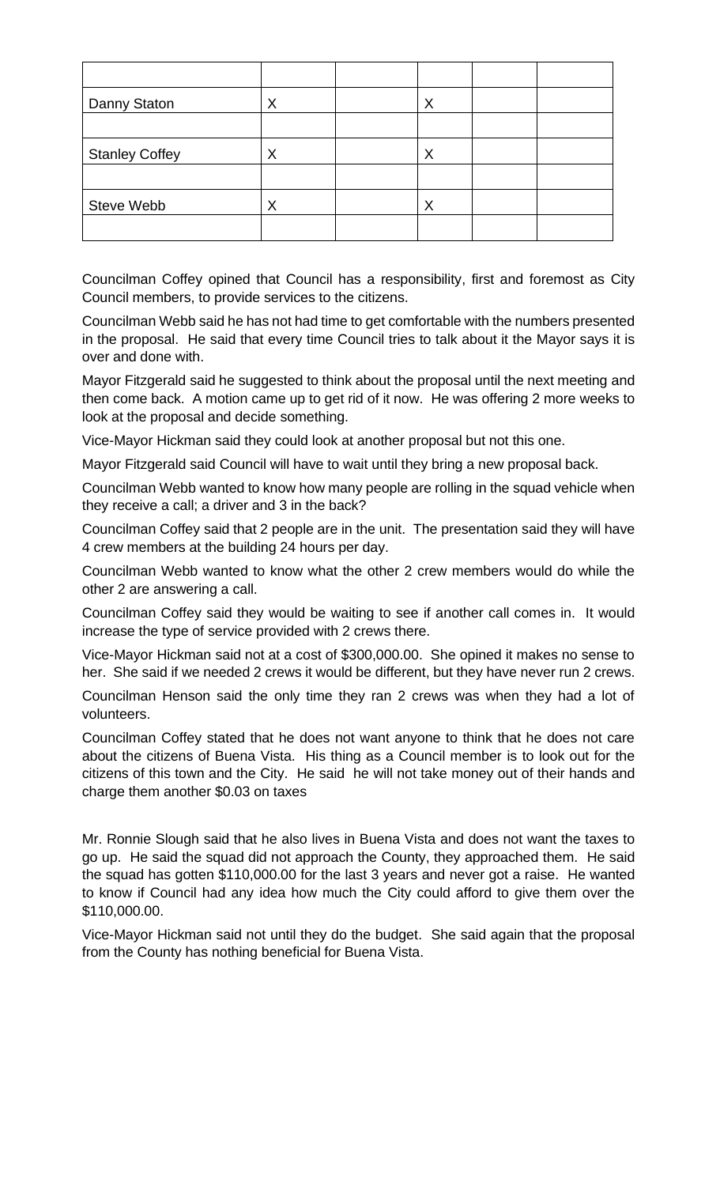| | | | | | |
|---|---|---|---|---|---|
| Danny Staton | X | | X | | |
| | | | | | |
| Stanley Coffey | X | | X | | |
| | | | | | |
| Steve Webb | X | | X | | |
| | | | | | |

Councilman Coffey opined that Council has a responsibility, first and foremost as City Council members, to provide services to the citizens.

Councilman Webb said he has not had time to get comfortable with the numbers presented in the proposal. He said that every time Council tries to talk about it the Mayor says it is over and done with.

Mayor Fitzgerald said he suggested to think about the proposal until the next meeting and then come back. A motion came up to get rid of it now. He was offering 2 more weeks to look at the proposal and decide something.

Vice-Mayor Hickman said they could look at another proposal but not this one.

Mayor Fitzgerald said Council will have to wait until they bring a new proposal back.

Councilman Webb wanted to know how many people are rolling in the squad vehicle when they receive a call; a driver and 3 in the back?

Councilman Coffey said that 2 people are in the unit. The presentation said they will have 4 crew members at the building 24 hours per day.

Councilman Webb wanted to know what the other 2 crew members would do while the other 2 are answering a call.

Councilman Coffey said they would be waiting to see if another call comes in. It would increase the type of service provided with 2 crews there.

Vice-Mayor Hickman said not at a cost of $300,000.00. She opined it makes no sense to her. She said if we needed 2 crews it would be different, but they have never run 2 crews.

Councilman Henson said the only time they ran 2 crews was when they had a lot of volunteers.

Councilman Coffey stated that he does not want anyone to think that he does not care about the citizens of Buena Vista. His thing as a Council member is to look out for the citizens of this town and the City. He said he will not take money out of their hands and charge them another $0.03 on taxes

Mr. Ronnie Slough said that he also lives in Buena Vista and does not want the taxes to go up. He said the squad did not approach the County, they approached them. He said the squad has gotten $110,000.00 for the last 3 years and never got a raise. He wanted to know if Council had any idea how much the City could afford to give them over the $110,000.00.

Vice-Mayor Hickman said not until they do the budget. She said again that the proposal from the County has nothing beneficial for Buena Vista.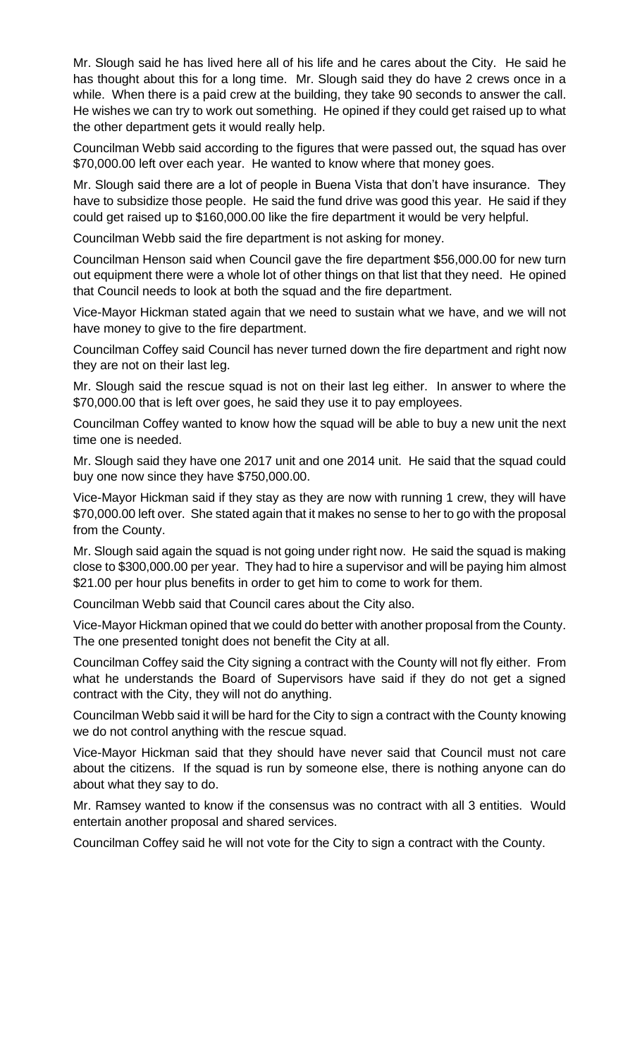Mr. Slough said he has lived here all of his life and he cares about the City. He said he has thought about this for a long time. Mr. Slough said they do have 2 crews once in a while. When there is a paid crew at the building, they take 90 seconds to answer the call. He wishes we can try to work out something. He opined if they could get raised up to what the other department gets it would really help.

Councilman Webb said according to the figures that were passed out, the squad has over $70,000.00 left over each year. He wanted to know where that money goes.

Mr. Slough said there are a lot of people in Buena Vista that don't have insurance. They have to subsidize those people. He said the fund drive was good this year. He said if they could get raised up to $160,000.00 like the fire department it would be very helpful.

Councilman Webb said the fire department is not asking for money.

Councilman Henson said when Council gave the fire department $56,000.00 for new turn out equipment there were a whole lot of other things on that list that they need. He opined that Council needs to look at both the squad and the fire department.

Vice-Mayor Hickman stated again that we need to sustain what we have, and we will not have money to give to the fire department.

Councilman Coffey said Council has never turned down the fire department and right now they are not on their last leg.

Mr. Slough said the rescue squad is not on their last leg either. In answer to where the $70,000.00 that is left over goes, he said they use it to pay employees.

Councilman Coffey wanted to know how the squad will be able to buy a new unit the next time one is needed.

Mr. Slough said they have one 2017 unit and one 2014 unit. He said that the squad could buy one now since they have $750,000.00.

Vice-Mayor Hickman said if they stay as they are now with running 1 crew, they will have $70,000.00 left over. She stated again that it makes no sense to her to go with the proposal from the County.

Mr. Slough said again the squad is not going under right now. He said the squad is making close to $300,000.00 per year. They had to hire a supervisor and will be paying him almost $21.00 per hour plus benefits in order to get him to come to work for them.

Councilman Webb said that Council cares about the City also.

Vice-Mayor Hickman opined that we could do better with another proposal from the County. The one presented tonight does not benefit the City at all.

Councilman Coffey said the City signing a contract with the County will not fly either. From what he understands the Board of Supervisors have said if they do not get a signed contract with the City, they will not do anything.

Councilman Webb said it will be hard for the City to sign a contract with the County knowing we do not control anything with the rescue squad.

Vice-Mayor Hickman said that they should have never said that Council must not care about the citizens. If the squad is run by someone else, there is nothing anyone can do about what they say to do.

Mr. Ramsey wanted to know if the consensus was no contract with all 3 entities. Would entertain another proposal and shared services.

Councilman Coffey said he will not vote for the City to sign a contract with the County.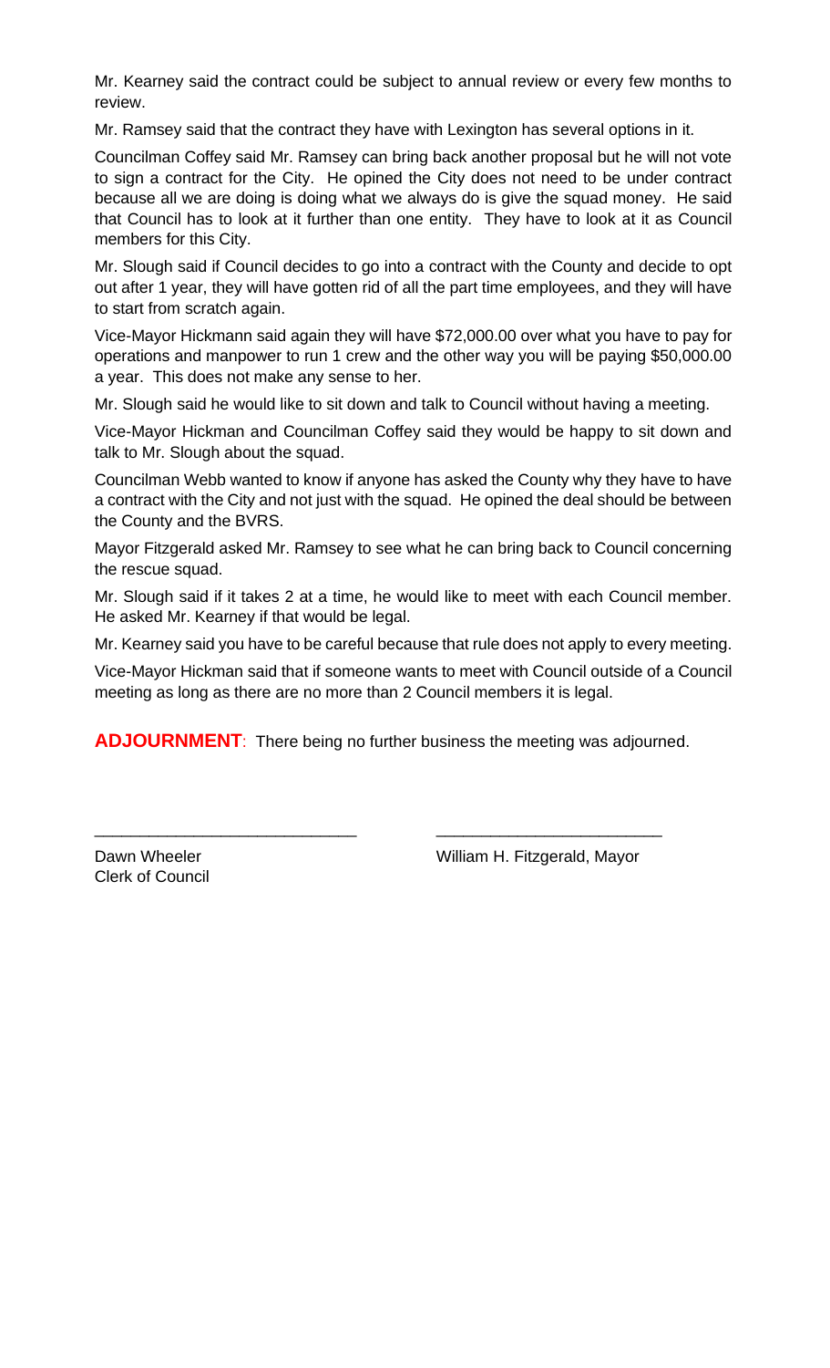Mr. Kearney said the contract could be subject to annual review or every few months to review.

Mr. Ramsey said that the contract they have with Lexington has several options in it.

Councilman Coffey said Mr. Ramsey can bring back another proposal but he will not vote to sign a contract for the City. He opined the City does not need to be under contract because all we are doing is doing what we always do is give the squad money. He said that Council has to look at it further than one entity. They have to look at it as Council members for this City.

Mr. Slough said if Council decides to go into a contract with the County and decide to opt out after 1 year, they will have gotten rid of all the part time employees, and they will have to start from scratch again.

Vice-Mayor Hickmann said again they will have $72,000.00 over what you have to pay for operations and manpower to run 1 crew and the other way you will be paying $50,000.00 a year. This does not make any sense to her.

Mr. Slough said he would like to sit down and talk to Council without having a meeting.

Vice-Mayor Hickman and Councilman Coffey said they would be happy to sit down and talk to Mr. Slough about the squad.

Councilman Webb wanted to know if anyone has asked the County why they have to have a contract with the City and not just with the squad. He opined the deal should be between the County and the BVRS.

Mayor Fitzgerald asked Mr. Ramsey to see what he can bring back to Council concerning the rescue squad.

Mr. Slough said if it takes 2 at a time, he would like to meet with each Council member. He asked Mr. Kearney if that would be legal.

Mr. Kearney said you have to be careful because that rule does not apply to every meeting.

Vice-Mayor Hickman said that if someone wants to meet with Council outside of a Council meeting as long as there are no more than 2 Council members it is legal.

**ADJOURNMENT**: There being no further business the meeting was adjourned.

\_\_\_\_\_\_\_\_\_\_\_\_\_\_\_\_\_\_\_\_\_\_\_\_\_\_\_\_\_\_ \_\_\_\_\_\_\_\_\_\_\_\_\_\_\_\_\_\_\_\_\_\_\_\_\_\_

Dawn Wheeler
Clerk of Council

William H. Fitzgerald, Mayor